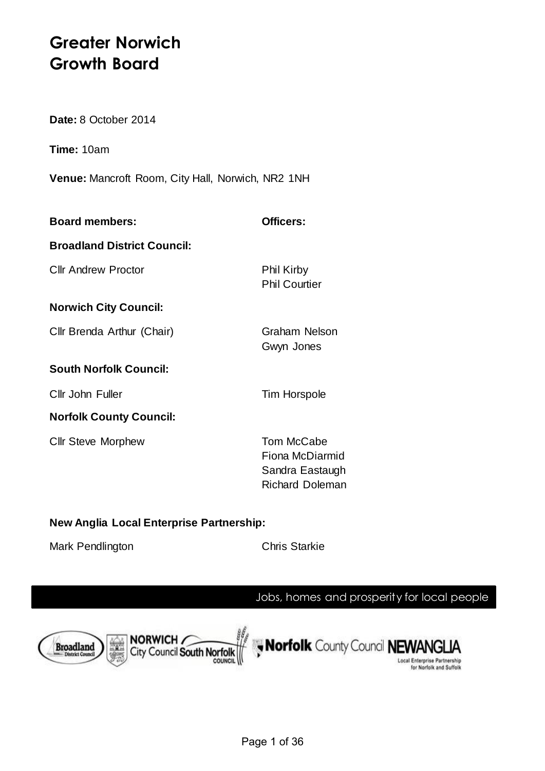# Greater Norwich Growth Board

**Date:** 8 October 2014

**Time:** 10am

**Venue:** Mancroft Room, City Hall, Norwich, NR2 1NH

| **Board members:** | **Officers:** |
| --- | --- |
| **Broadland District Council:** | |
| Cllr Andrew Proctor | Phil Kirby<br>Phil Courtier |
| **Norwich City Council:** | |
| Cllr Brenda Arthur (Chair) | Graham Nelson<br>Gwyn Jones |
| **South Norfolk Council:** | |
| Cllr John Fuller | Tim Horspole |
| **Norfolk County Council:** | |
| Cllr Steve Morphew | Tom McCabe<br>Fiona McDiarmid<br>Sandra Eastaugh<br>Richard Doleman |
| **New Anglia Local Enterprise Partnership:** | |
| Mark Pendlington | Chris Starkie |

Jobs, homes and prosperity for local people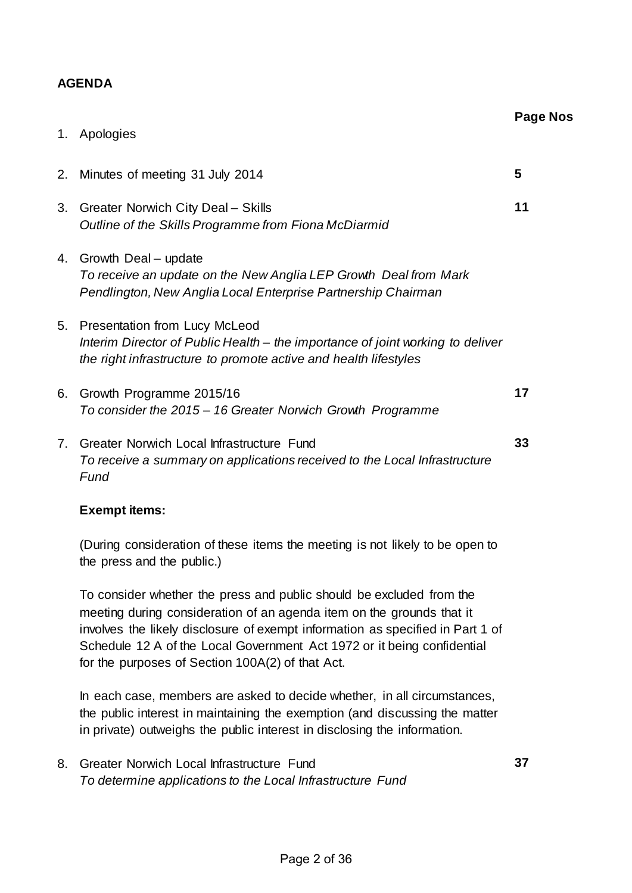## AGENDA

| | | Page Nos |
|---|---|---|
| 1. | Apologies | |
| 2. | Minutes of meeting 31 July 2014 | **5** |
| 3. | Greater Norwich City Deal – Skills<br>*Outline of the Skills Programme from Fiona McDiarmid* | **11** |
| 4. | Growth Deal – update<br>*To receive an update on the New Anglia LEP Growth Deal from Mark Pendlington, New Anglia Local Enterprise Partnership Chairman* | |
| 5. | Presentation from Lucy McLeod<br>*Interim Director of Public Health – the importance of joint working to deliver the right infrastructure to promote active and health lifestyles* | |
| 6. | Growth Programme 2015/16<br>*To consider the 2015 – 16 Greater Norwich Growth Programme* | **17** |
| 7. | Greater Norwich Local Infrastructure Fund<br>*To receive a summary on applications received to the Local Infrastructure Fund* | **33** |

**Exempt items:**

(During consideration of these items the meeting is not likely to be open to the press and the public.)

To consider whether the press and public should be excluded from the meeting during consideration of an agenda item on the grounds that it involves the likely disclosure of exempt information as specified in Part 1 of Schedule 12 A of the Local Government Act 1972 or it being confidential for the purposes of Section 100A(2) of that Act.

In each case, members are asked to decide whether, in all circumstances, the public interest in maintaining the exemption (and discussing the matter in private) outweighs the public interest in disclosing the information.

| | | |
|---|---|---|
| 8. | Greater Norwich Local Infrastructure Fund<br>*To determine applications to the Local Infrastructure Fund* | **37** |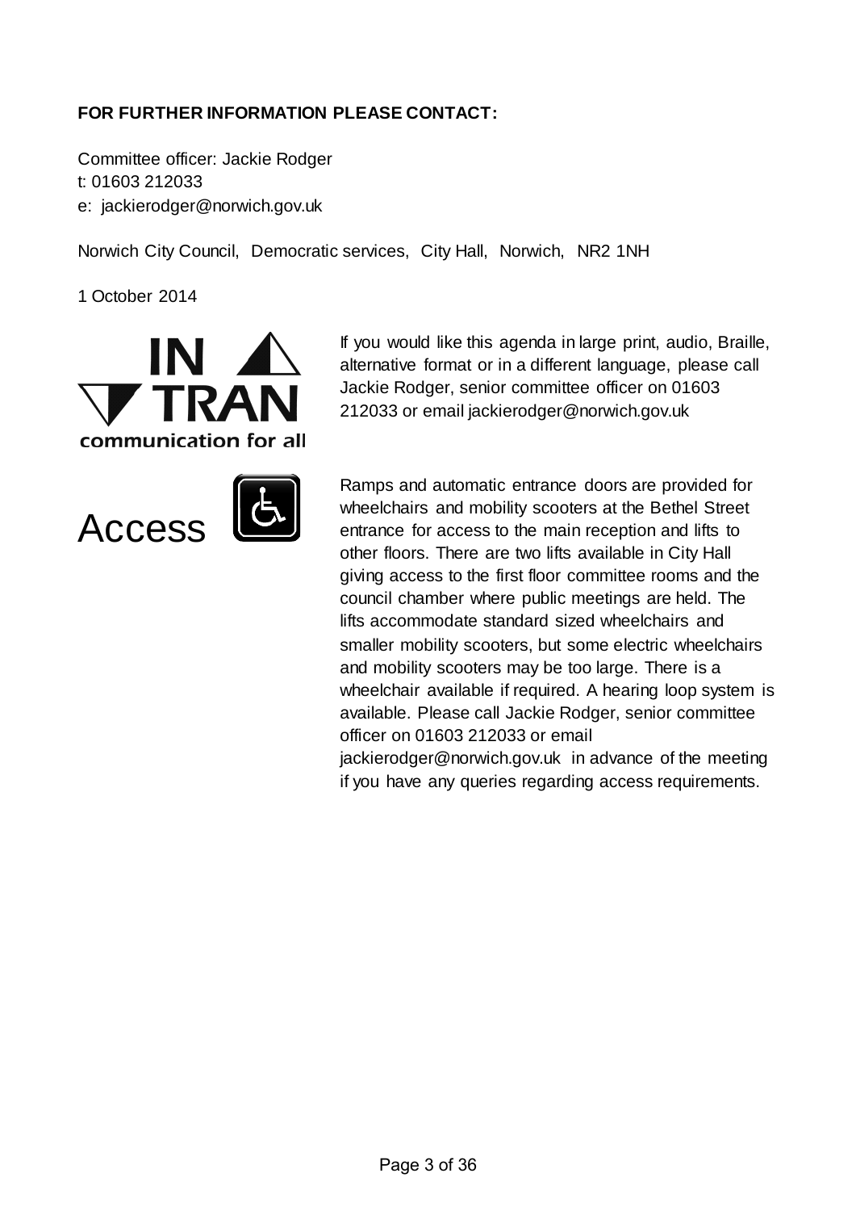**FOR FURTHER INFORMATION PLEASE CONTACT:**

Committee officer: Jackie Rodger
t: 01603 212033
e: jackierodger@norwich.gov.uk

Norwich City Council, Democratic services, City Hall, Norwich, NR2 1NH

1 October 2014

IN TRAN
communication for all

If you would like this agenda in large print, audio, Braille, alternative format or in a different language, please call Jackie Rodger, senior committee officer on 01603 212033 or email jackierodger@norwich.gov.uk

Access

Ramps and automatic entrance doors are provided for wheelchairs and mobility scooters at the Bethel Street entrance for access to the main reception and lifts to other floors. There are two lifts available in City Hall giving access to the first floor committee rooms and the council chamber where public meetings are held. The lifts accommodate standard sized wheelchairs and smaller mobility scooters, but some electric wheelchairs and mobility scooters may be too large. There is a wheelchair available if required. A hearing loop system is available. Please call Jackie Rodger, senior committee officer on 01603 212033 or email jackierodger@norwich.gov.uk in advance of the meeting if you have any queries regarding access requirements.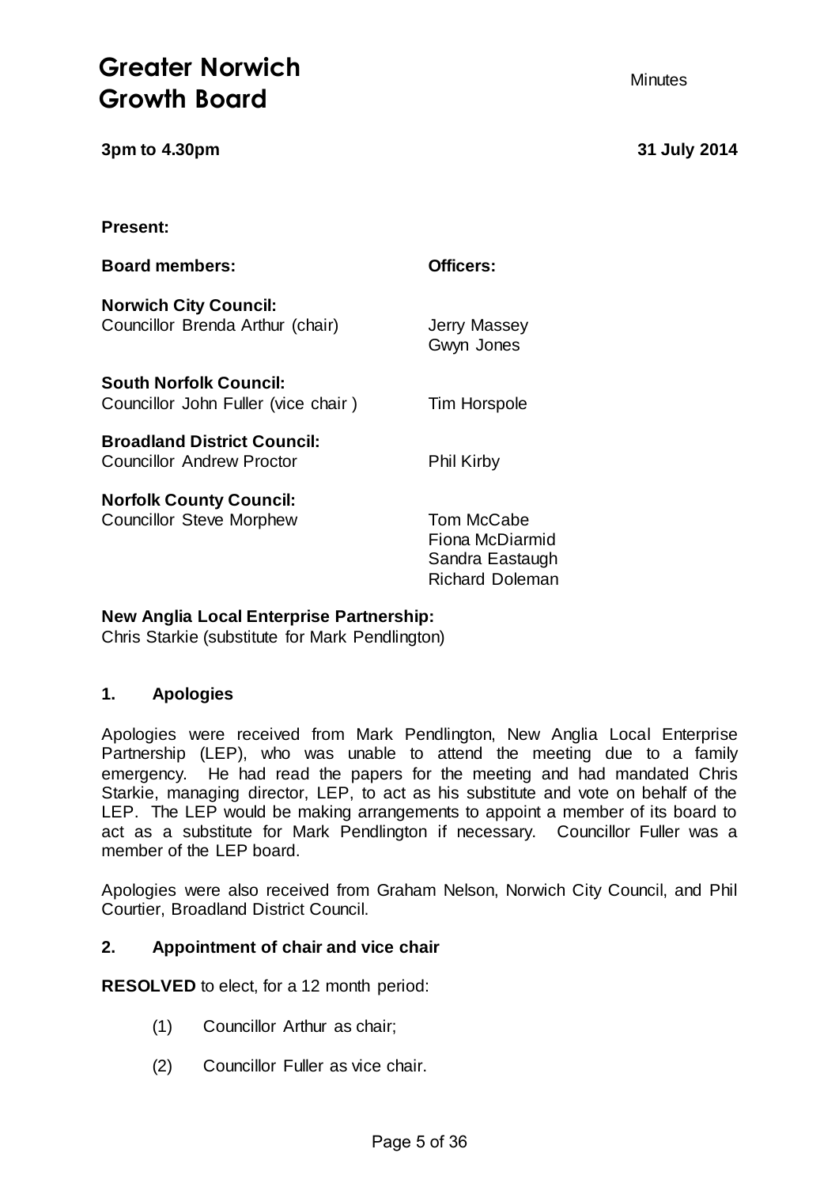# Greater Norwich Growth Board

Minutes

**3pm to 4.30pm** **31 July 2014**

**Present:**

| **Board members:** | **Officers:** |
|---|---|
| **Norwich City Council:** | |
| Councillor Brenda Arthur (chair) | Jerry Massey<br>Gwyn Jones |
| **South Norfolk Council:** | |
| Councillor John Fuller (vice chair ) | Tim Horspole |
| **Broadland District Council:** | |
| Councillor Andrew Proctor | Phil Kirby |
| **Norfolk County Council:** | |
| Councillor Steve Morphew | Tom McCabe<br>Fiona McDiarmid<br>Sandra Eastaugh<br>Richard Doleman |

**New Anglia Local Enterprise Partnership:**
Chris Starkie (substitute for Mark Pendlington)

## 1. Apologies

Apologies were received from Mark Pendlington, New Anglia Local Enterprise Partnership (LEP), who was unable to attend the meeting due to a family emergency. He had read the papers for the meeting and had mandated Chris Starkie, managing director, LEP, to act as his substitute and vote on behalf of the LEP. The LEP would be making arrangements to appoint a member of its board to act as a substitute for Mark Pendlington if necessary. Councillor Fuller was a member of the LEP board.

Apologies were also received from Graham Nelson, Norwich City Council, and Phil Courtier, Broadland District Council.

## 2. Appointment of chair and vice chair

**RESOLVED** to elect, for a 12 month period:

(1) Councillor Arthur as chair;

(2) Councillor Fuller as vice chair.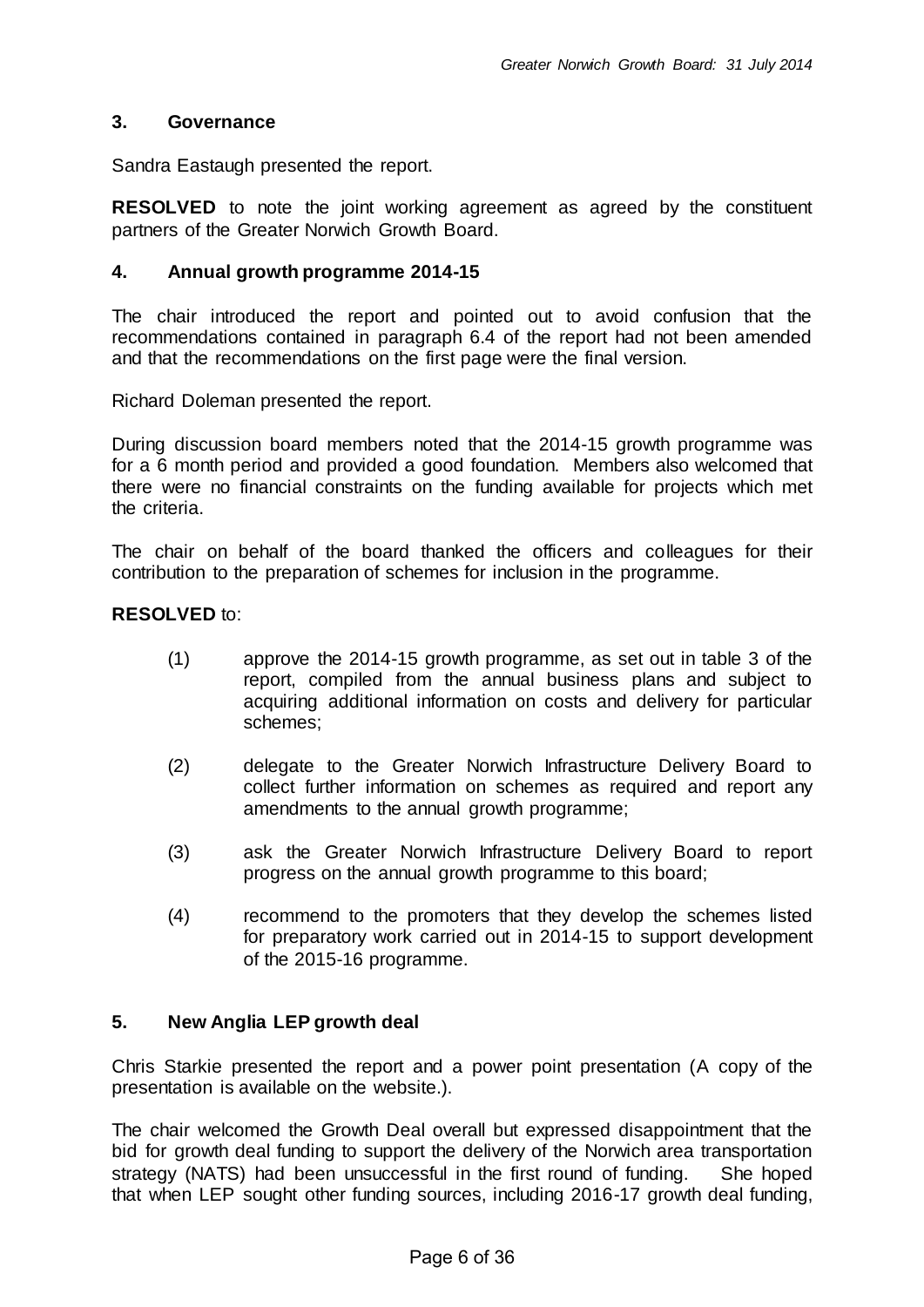## 3. Governance

Sandra Eastaugh presented the report.

**RESOLVED** to note the joint working agreement as agreed by the constituent partners of the Greater Norwich Growth Board.

## 4. Annual growth programme 2014-15

The chair introduced the report and pointed out to avoid confusion that the recommendations contained in paragraph 6.4 of the report had not been amended and that the recommendations on the first page were the final version.

Richard Doleman presented the report.

During discussion board members noted that the 2014-15 growth programme was for a 6 month period and provided a good foundation. Members also welcomed that there were no financial constraints on the funding available for projects which met the criteria.

The chair on behalf of the board thanked the officers and colleagues for their contribution to the preparation of schemes for inclusion in the programme.

**RESOLVED** to:

(1) approve the 2014-15 growth programme, as set out in table 3 of the report, compiled from the annual business plans and subject to acquiring additional information on costs and delivery for particular schemes;

(2) delegate to the Greater Norwich Infrastructure Delivery Board to collect further information on schemes as required and report any amendments to the annual growth programme;

(3) ask the Greater Norwich Infrastructure Delivery Board to report progress on the annual growth programme to this board;

(4) recommend to the promoters that they develop the schemes listed for preparatory work carried out in 2014-15 to support development of the 2015-16 programme.

## 5. New Anglia LEP growth deal

Chris Starkie presented the report and a power point presentation (A copy of the presentation is available on the website.).

The chair welcomed the Growth Deal overall but expressed disappointment that the bid for growth deal funding to support the delivery of the Norwich area transportation strategy (NATS) had been unsuccessful in the first round of funding. She hoped that when LEP sought other funding sources, including 2016-17 growth deal funding,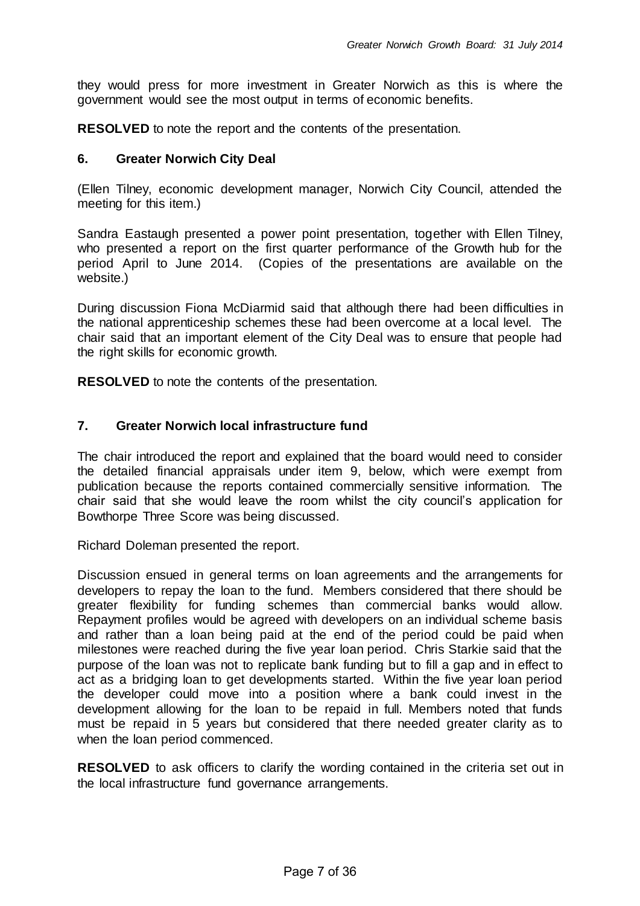they would press for more investment in Greater Norwich as this is where the government would see the most output in terms of economic benefits.

**RESOLVED** to note the report and the contents of the presentation.

## 6. Greater Norwich City Deal

(Ellen Tilney, economic development manager, Norwich City Council, attended the meeting for this item.)

Sandra Eastaugh presented a power point presentation, together with Ellen Tilney, who presented a report on the first quarter performance of the Growth hub for the period April to June 2014. (Copies of the presentations are available on the website.)

During discussion Fiona McDiarmid said that although there had been difficulties in the national apprenticeship schemes these had been overcome at a local level. The chair said that an important element of the City Deal was to ensure that people had the right skills for economic growth.

**RESOLVED** to note the contents of the presentation.

## 7. Greater Norwich local infrastructure fund

The chair introduced the report and explained that the board would need to consider the detailed financial appraisals under item 9, below, which were exempt from publication because the reports contained commercially sensitive information. The chair said that she would leave the room whilst the city council's application for Bowthorpe Three Score was being discussed.

Richard Doleman presented the report.

Discussion ensued in general terms on loan agreements and the arrangements for developers to repay the loan to the fund. Members considered that there should be greater flexibility for funding schemes than commercial banks would allow. Repayment profiles would be agreed with developers on an individual scheme basis and rather than a loan being paid at the end of the period could be paid when milestones were reached during the five year loan period. Chris Starkie said that the purpose of the loan was not to replicate bank funding but to fill a gap and in effect to act as a bridging loan to get developments started. Within the five year loan period the developer could move into a position where a bank could invest in the development allowing for the loan to be repaid in full. Members noted that funds must be repaid in 5 years but considered that there needed greater clarity as to when the loan period commenced.

**RESOLVED** to ask officers to clarify the wording contained in the criteria set out in the local infrastructure fund governance arrangements.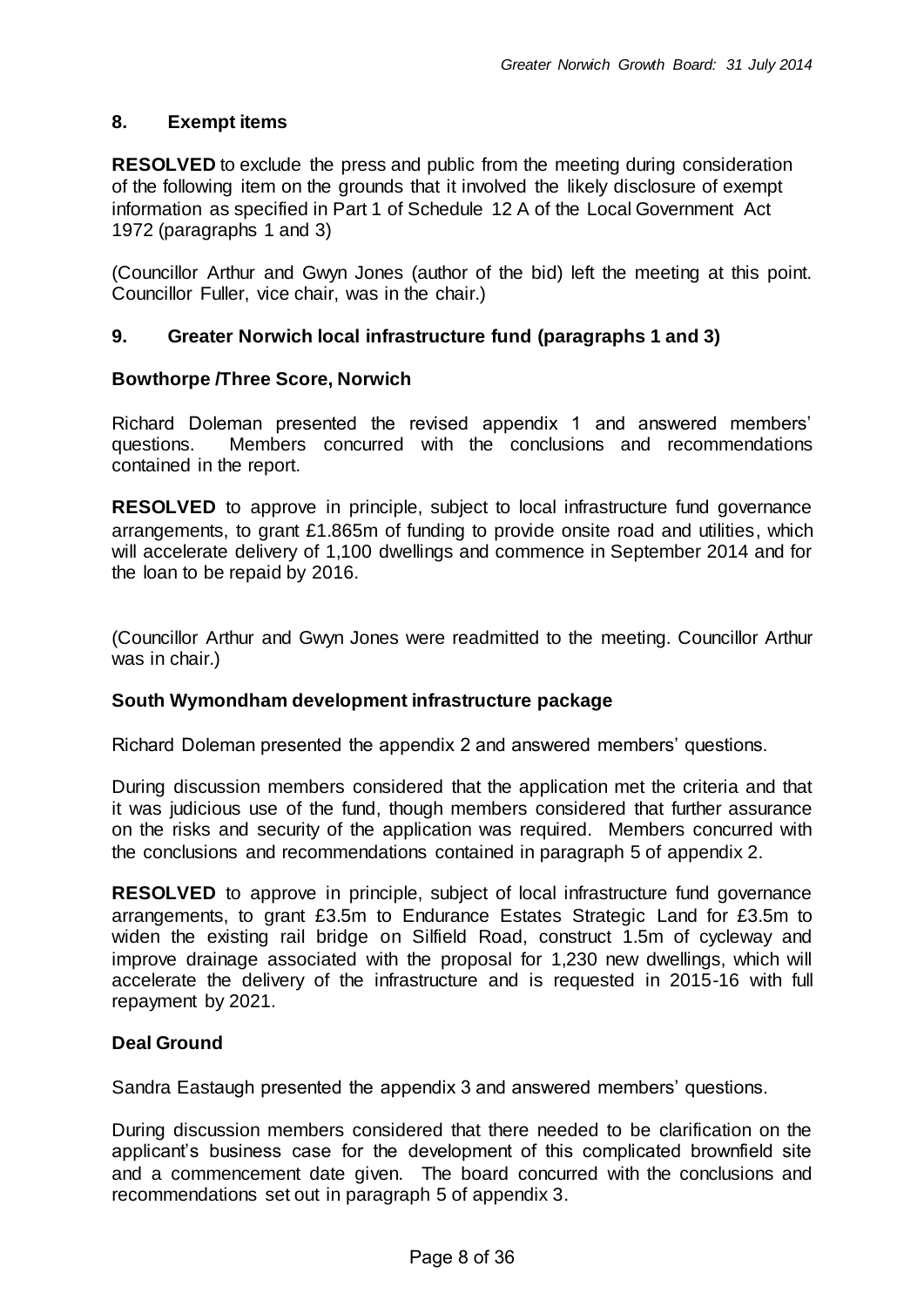## 8. Exempt items

**RESOLVED** to exclude the press and public from the meeting during consideration of the following item on the grounds that it involved the likely disclosure of exempt information as specified in Part 1 of Schedule 12 A of the Local Government Act 1972 (paragraphs 1 and 3)

(Councillor Arthur and Gwyn Jones (author of the bid) left the meeting at this point. Councillor Fuller, vice chair, was in the chair.)

## 9. Greater Norwich local infrastructure fund (paragraphs 1 and 3)

### Bowthorpe /Three Score, Norwich

Richard Doleman presented the revised appendix 1 and answered members' questions. Members concurred with the conclusions and recommendations contained in the report.

**RESOLVED** to approve in principle, subject to local infrastructure fund governance arrangements, to grant £1.865m of funding to provide onsite road and utilities, which will accelerate delivery of 1,100 dwellings and commence in September 2014 and for the loan to be repaid by 2016.

(Councillor Arthur and Gwyn Jones were readmitted to the meeting. Councillor Arthur was in chair.)

### South Wymondham development infrastructure package

Richard Doleman presented the appendix 2 and answered members' questions.

During discussion members considered that the application met the criteria and that it was judicious use of the fund, though members considered that further assurance on the risks and security of the application was required. Members concurred with the conclusions and recommendations contained in paragraph 5 of appendix 2.

**RESOLVED** to approve in principle, subject of local infrastructure fund governance arrangements, to grant £3.5m to Endurance Estates Strategic Land for £3.5m to widen the existing rail bridge on Silfield Road, construct 1.5m of cycleway and improve drainage associated with the proposal for 1,230 new dwellings, which will accelerate the delivery of the infrastructure and is requested in 2015-16 with full repayment by 2021.

### Deal Ground

Sandra Eastaugh presented the appendix 3 and answered members' questions.

During discussion members considered that there needed to be clarification on the applicant's business case for the development of this complicated brownfield site and a commencement date given. The board concurred with the conclusions and recommendations set out in paragraph 5 of appendix 3.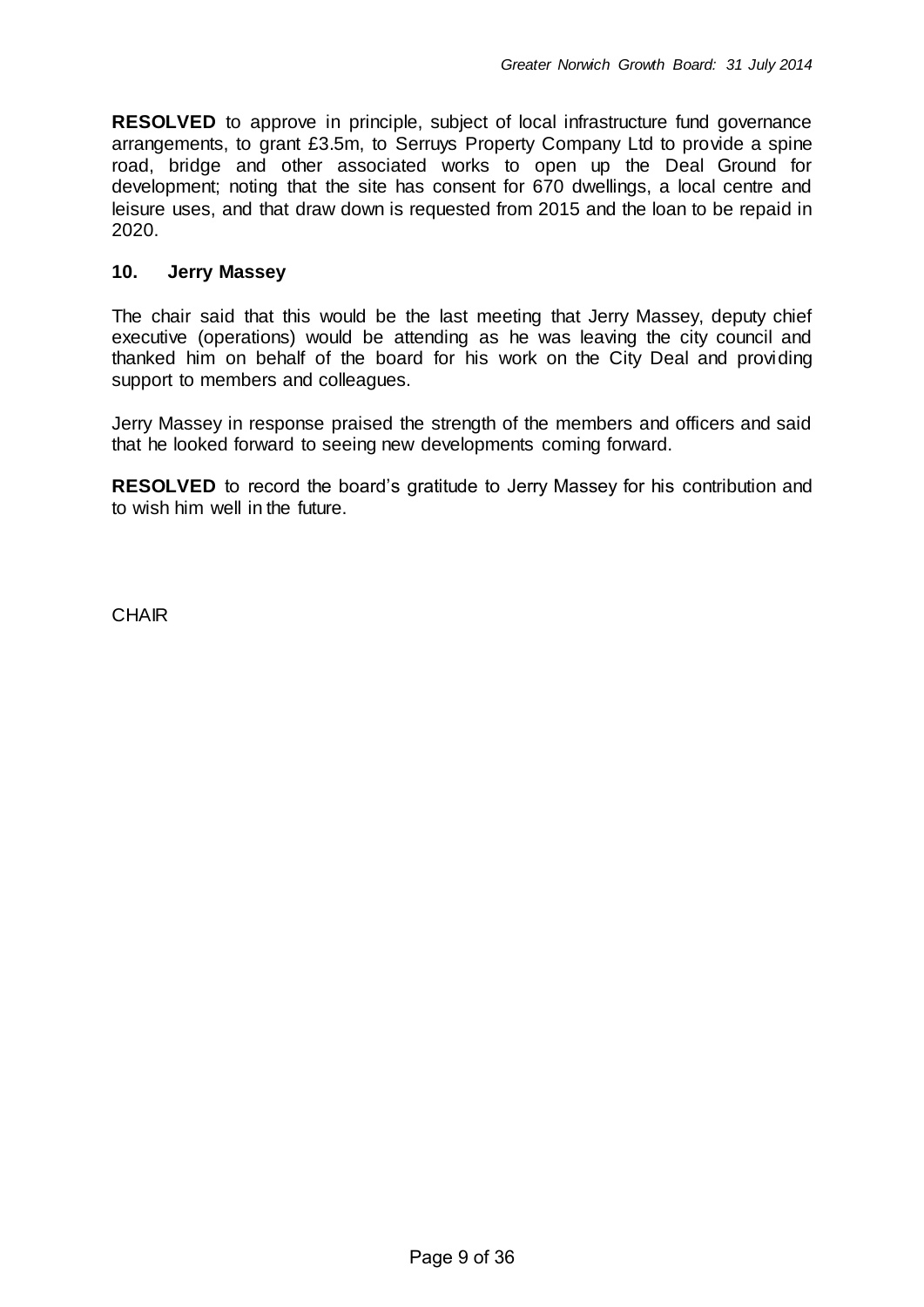**RESOLVED** to approve in principle, subject of local infrastructure fund governance arrangements, to grant £3.5m, to Serruys Property Company Ltd to provide a spine road, bridge and other associated works to open up the Deal Ground for development; noting that the site has consent for 670 dwellings, a local centre and leisure uses, and that draw down is requested from 2015 and the loan to be repaid in 2020.

## 10. Jerry Massey

The chair said that this would be the last meeting that Jerry Massey, deputy chief executive (operations) would be attending as he was leaving the city council and thanked him on behalf of the board for his work on the City Deal and providing support to members and colleagues.

Jerry Massey in response praised the strength of the members and officers and said that he looked forward to seeing new developments coming forward.

**RESOLVED** to record the board's gratitude to Jerry Massey for his contribution and to wish him well in the future.

CHAIR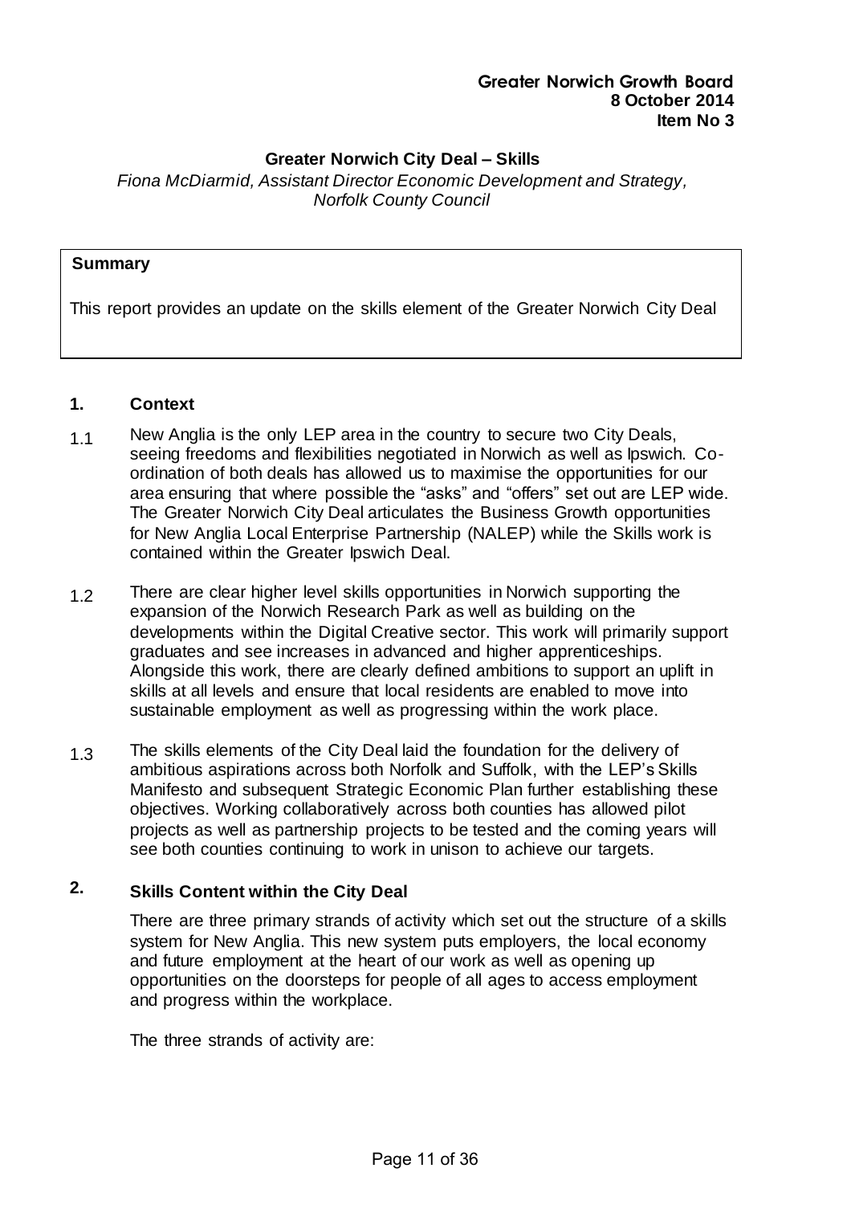**Greater Norwich Growth Board**
**8 October 2014**
**Item No 3**

## Greater Norwich City Deal – Skills

*Fiona McDiarmid, Assistant Director Economic Development and Strategy, Norfolk County Council*

**Summary**

This report provides an update on the skills element of the Greater Norwich City Deal

### 1. Context

1.1 New Anglia is the only LEP area in the country to secure two City Deals, seeing freedoms and flexibilities negotiated in Norwich as well as Ipswich. Co-ordination of both deals has allowed us to maximise the opportunities for our area ensuring that where possible the "asks" and "offers" set out are LEP wide. The Greater Norwich City Deal articulates the Business Growth opportunities for New Anglia Local Enterprise Partnership (NALEP) while the Skills work is contained within the Greater Ipswich Deal.

1.2 There are clear higher level skills opportunities in Norwich supporting the expansion of the Norwich Research Park as well as building on the developments within the Digital Creative sector. This work will primarily support graduates and see increases in advanced and higher apprenticeships. Alongside this work, there are clearly defined ambitions to support an uplift in skills at all levels and ensure that local residents are enabled to move into sustainable employment as well as progressing within the work place.

1.3 The skills elements of the City Deal laid the foundation for the delivery of ambitious aspirations across both Norfolk and Suffolk, with the LEP's Skills Manifesto and subsequent Strategic Economic Plan further establishing these objectives. Working collaboratively across both counties has allowed pilot projects as well as partnership projects to be tested and the coming years will see both counties continuing to work in unison to achieve our targets.

### 2. Skills Content within the City Deal

There are three primary strands of activity which set out the structure of a skills system for New Anglia. This new system puts employers, the local economy and future employment at the heart of our work as well as opening up opportunities on the doorsteps for people of all ages to access employment and progress within the workplace.

The three strands of activity are: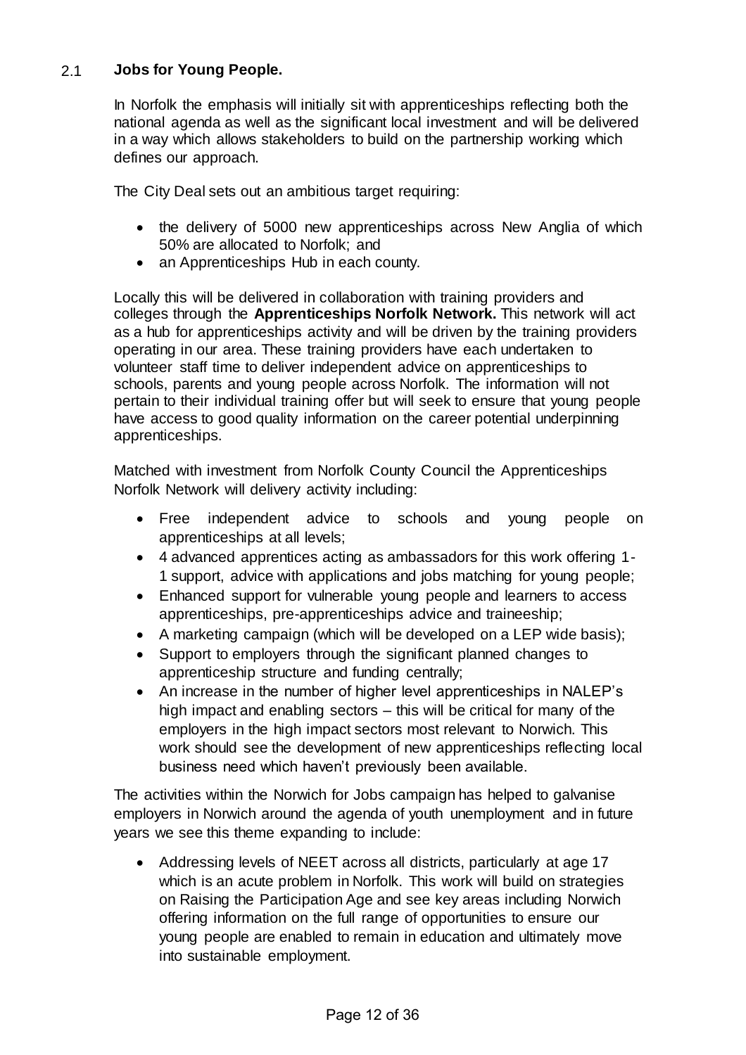## 2.1 Jobs for Young People.

In Norfolk the emphasis will initially sit with apprenticeships reflecting both the national agenda as well as the significant local investment and will be delivered in a way which allows stakeholders to build on the partnership working which defines our approach.

The City Deal sets out an ambitious target requiring:

- the delivery of 5000 new apprenticeships across New Anglia of which 50% are allocated to Norfolk; and
- an Apprenticeships Hub in each county.

Locally this will be delivered in collaboration with training providers and colleges through the **Apprenticeships Norfolk Network.** This network will act as a hub for apprenticeships activity and will be driven by the training providers operating in our area. These training providers have each undertaken to volunteer staff time to deliver independent advice on apprenticeships to schools, parents and young people across Norfolk. The information will not pertain to their individual training offer but will seek to ensure that young people have access to good quality information on the career potential underpinning apprenticeships.

Matched with investment from Norfolk County Council the Apprenticeships Norfolk Network will delivery activity including:

- Free independent advice to schools and young people on apprenticeships at all levels;
- 4 advanced apprentices acting as ambassadors for this work offering 1-1 support, advice with applications and jobs matching for young people;
- Enhanced support for vulnerable young people and learners to access apprenticeships, pre-apprenticeships advice and traineeship;
- A marketing campaign (which will be developed on a LEP wide basis);
- Support to employers through the significant planned changes to apprenticeship structure and funding centrally;
- An increase in the number of higher level apprenticeships in NALEP's high impact and enabling sectors – this will be critical for many of the employers in the high impact sectors most relevant to Norwich. This work should see the development of new apprenticeships reflecting local business need which haven't previously been available.

The activities within the Norwich for Jobs campaign has helped to galvanise employers in Norwich around the agenda of youth unemployment and in future years we see this theme expanding to include:

- Addressing levels of NEET across all districts, particularly at age 17 which is an acute problem in Norfolk. This work will build on strategies on Raising the Participation Age and see key areas including Norwich offering information on the full range of opportunities to ensure our young people are enabled to remain in education and ultimately move into sustainable employment.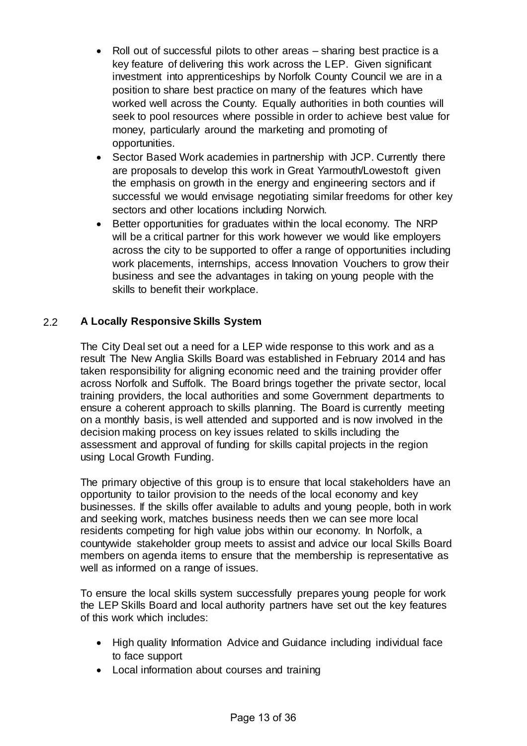- Roll out of successful pilots to other areas – sharing best practice is a key feature of delivering this work across the LEP. Given significant investment into apprenticeships by Norfolk County Council we are in a position to share best practice on many of the features which have worked well across the County. Equally authorities in both counties will seek to pool resources where possible in order to achieve best value for money, particularly around the marketing and promoting of opportunities.
- Sector Based Work academies in partnership with JCP. Currently there are proposals to develop this work in Great Yarmouth/Lowestoft given the emphasis on growth in the energy and engineering sectors and if successful we would envisage negotiating similar freedoms for other key sectors and other locations including Norwich.
- Better opportunities for graduates within the local economy. The NRP will be a critical partner for this work however we would like employers across the city to be supported to offer a range of opportunities including work placements, internships, access Innovation Vouchers to grow their business and see the advantages in taking on young people with the skills to benefit their workplace.

## 2.2 A Locally Responsive Skills System

The City Deal set out a need for a LEP wide response to this work and as a result The New Anglia Skills Board was established in February 2014 and has taken responsibility for aligning economic need and the training provider offer across Norfolk and Suffolk. The Board brings together the private sector, local training providers, the local authorities and some Government departments to ensure a coherent approach to skills planning. The Board is currently meeting on a monthly basis, is well attended and supported and is now involved in the decision making process on key issues related to skills including the assessment and approval of funding for skills capital projects in the region using Local Growth Funding.

The primary objective of this group is to ensure that local stakeholders have an opportunity to tailor provision to the needs of the local economy and key businesses. If the skills offer available to adults and young people, both in work and seeking work, matches business needs then we can see more local residents competing for high value jobs within our economy. In Norfolk, a countywide stakeholder group meets to assist and advice our local Skills Board members on agenda items to ensure that the membership is representative as well as informed on a range of issues.

To ensure the local skills system successfully prepares young people for work the LEP Skills Board and local authority partners have set out the key features of this work which includes:

- High quality Information Advice and Guidance including individual face to face support
- Local information about courses and training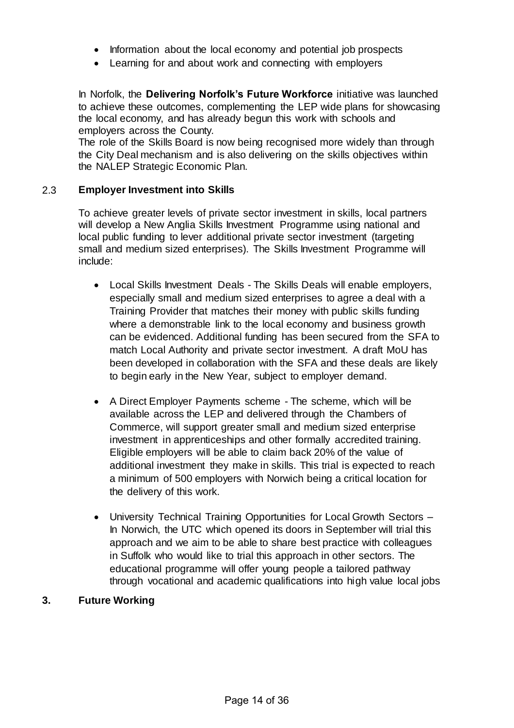- Information about the local economy and potential job prospects
- Learning for and about work and connecting with employers

In Norfolk, the **Delivering Norfolk's Future Workforce** initiative was launched to achieve these outcomes, complementing the LEP wide plans for showcasing the local economy, and has already begun this work with schools and employers across the County.

The role of the Skills Board is now being recognised more widely than through the City Deal mechanism and is also delivering on the skills objectives within the NALEP Strategic Economic Plan.

## 2.3 Employer Investment into Skills

To achieve greater levels of private sector investment in skills, local partners will develop a New Anglia Skills Investment Programme using national and local public funding to lever additional private sector investment (targeting small and medium sized enterprises). The Skills Investment Programme will include:

- Local Skills Investment Deals - The Skills Deals will enable employers, especially small and medium sized enterprises to agree a deal with a Training Provider that matches their money with public skills funding where a demonstrable link to the local economy and business growth can be evidenced. Additional funding has been secured from the SFA to match Local Authority and private sector investment. A draft MoU has been developed in collaboration with the SFA and these deals are likely to begin early in the New Year, subject to employer demand.

- A Direct Employer Payments scheme - The scheme, which will be available across the LEP and delivered through the Chambers of Commerce, will support greater small and medium sized enterprise investment in apprenticeships and other formally accredited training. Eligible employers will be able to claim back 20% of the value of additional investment they make in skills. This trial is expected to reach a minimum of 500 employers with Norwich being a critical location for the delivery of this work.

- University Technical Training Opportunities for Local Growth Sectors – In Norwich, the UTC which opened its doors in September will trial this approach and we aim to be able to share best practice with colleagues in Suffolk who would like to trial this approach in other sectors. The educational programme will offer young people a tailored pathway through vocational and academic qualifications into high value local jobs

# 3. Future Working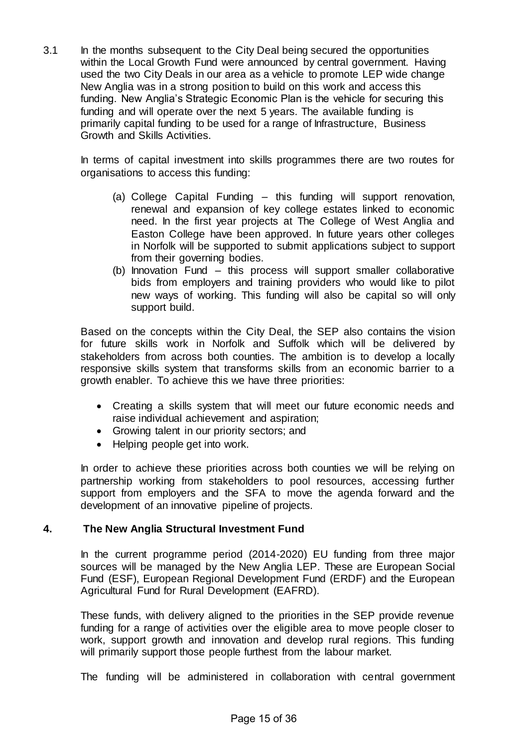3.1 In the months subsequent to the City Deal being secured the opportunities within the Local Growth Fund were announced by central government. Having used the two City Deals in our area as a vehicle to promote LEP wide change New Anglia was in a strong position to build on this work and access this funding. New Anglia's Strategic Economic Plan is the vehicle for securing this funding and will operate over the next 5 years. The available funding is primarily capital funding to be used for a range of Infrastructure, Business Growth and Skills Activities.

In terms of capital investment into skills programmes there are two routes for organisations to access this funding:

(a) College Capital Funding – this funding will support renovation, renewal and expansion of key college estates linked to economic need. In the first year projects at The College of West Anglia and Easton College have been approved. In future years other colleges in Norfolk will be supported to submit applications subject to support from their governing bodies.

(b) Innovation Fund – this process will support smaller collaborative bids from employers and training providers who would like to pilot new ways of working. This funding will also be capital so will only support build.

Based on the concepts within the City Deal, the SEP also contains the vision for future skills work in Norfolk and Suffolk which will be delivered by stakeholders from across both counties. The ambition is to develop a locally responsive skills system that transforms skills from an economic barrier to a growth enabler. To achieve this we have three priorities:

- Creating a skills system that will meet our future economic needs and raise individual achievement and aspiration;
- Growing talent in our priority sectors; and
- Helping people get into work.

In order to achieve these priorities across both counties we will be relying on partnership working from stakeholders to pool resources, accessing further support from employers and the SFA to move the agenda forward and the development of an innovative pipeline of projects.

## 4. The New Anglia Structural Investment Fund

In the current programme period (2014-2020) EU funding from three major sources will be managed by the New Anglia LEP. These are European Social Fund (ESF), European Regional Development Fund (ERDF) and the European Agricultural Fund for Rural Development (EAFRD).

These funds, with delivery aligned to the priorities in the SEP provide revenue funding for a range of activities over the eligible area to move people closer to work, support growth and innovation and develop rural regions. This funding will primarily support those people furthest from the labour market.

The funding will be administered in collaboration with central government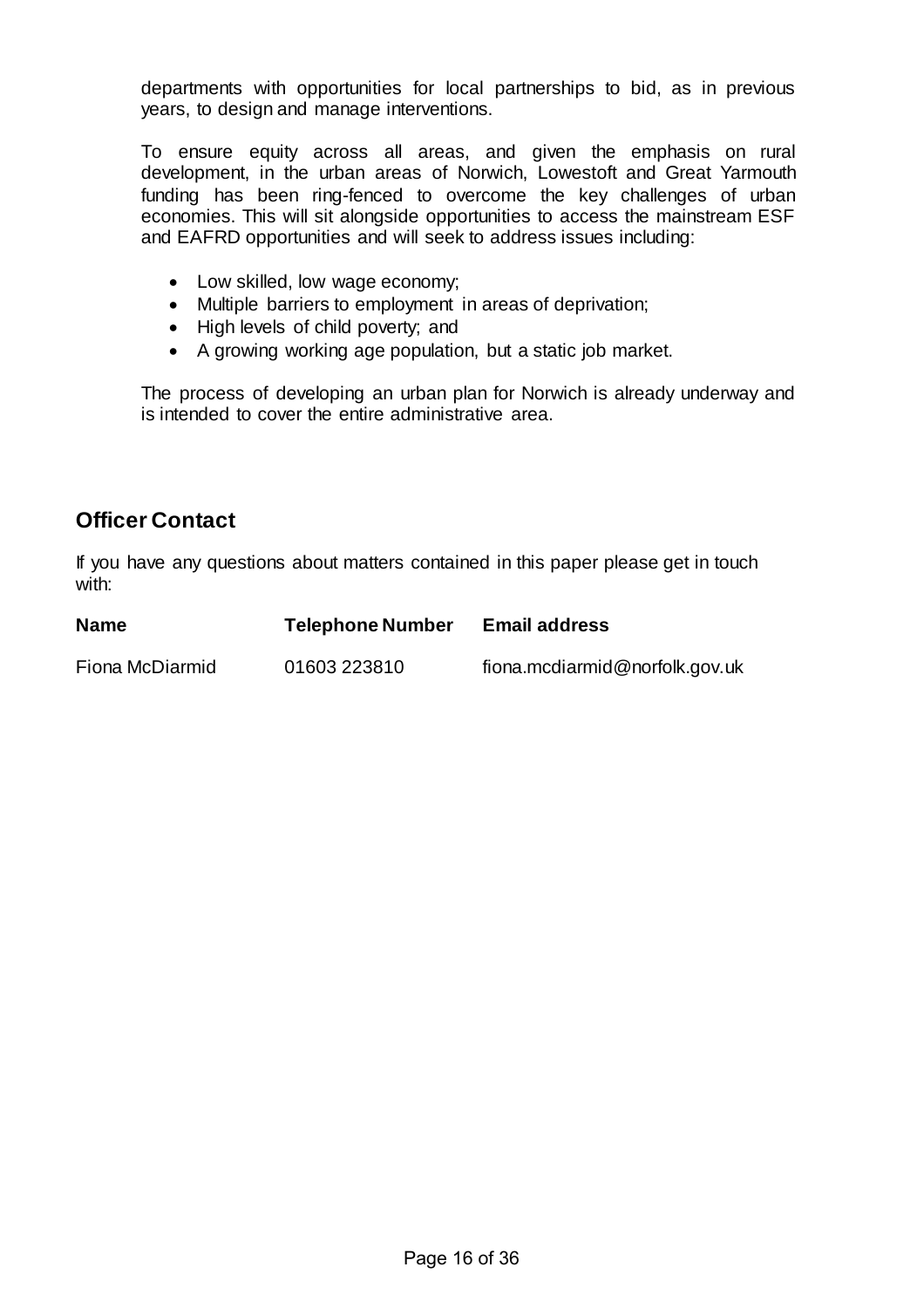departments with opportunities for local partnerships to bid, as in previous years, to design and manage interventions.

To ensure equity across all areas, and given the emphasis on rural development, in the urban areas of Norwich, Lowestoft and Great Yarmouth funding has been ring-fenced to overcome the key challenges of urban economies. This will sit alongside opportunities to access the mainstream ESF and EAFRD opportunities and will seek to address issues including:

- Low skilled, low wage economy;
- Multiple barriers to employment in areas of deprivation;
- High levels of child poverty; and
- A growing working age population, but a static job market.

The process of developing an urban plan for Norwich is already underway and is intended to cover the entire administrative area.

## Officer Contact

If you have any questions about matters contained in this paper please get in touch with:

| Name | Telephone Number | Email address |
| --- | --- | --- |
| Fiona McDiarmid | 01603 223810 | fiona.mcdiarmid@norfolk.gov.uk |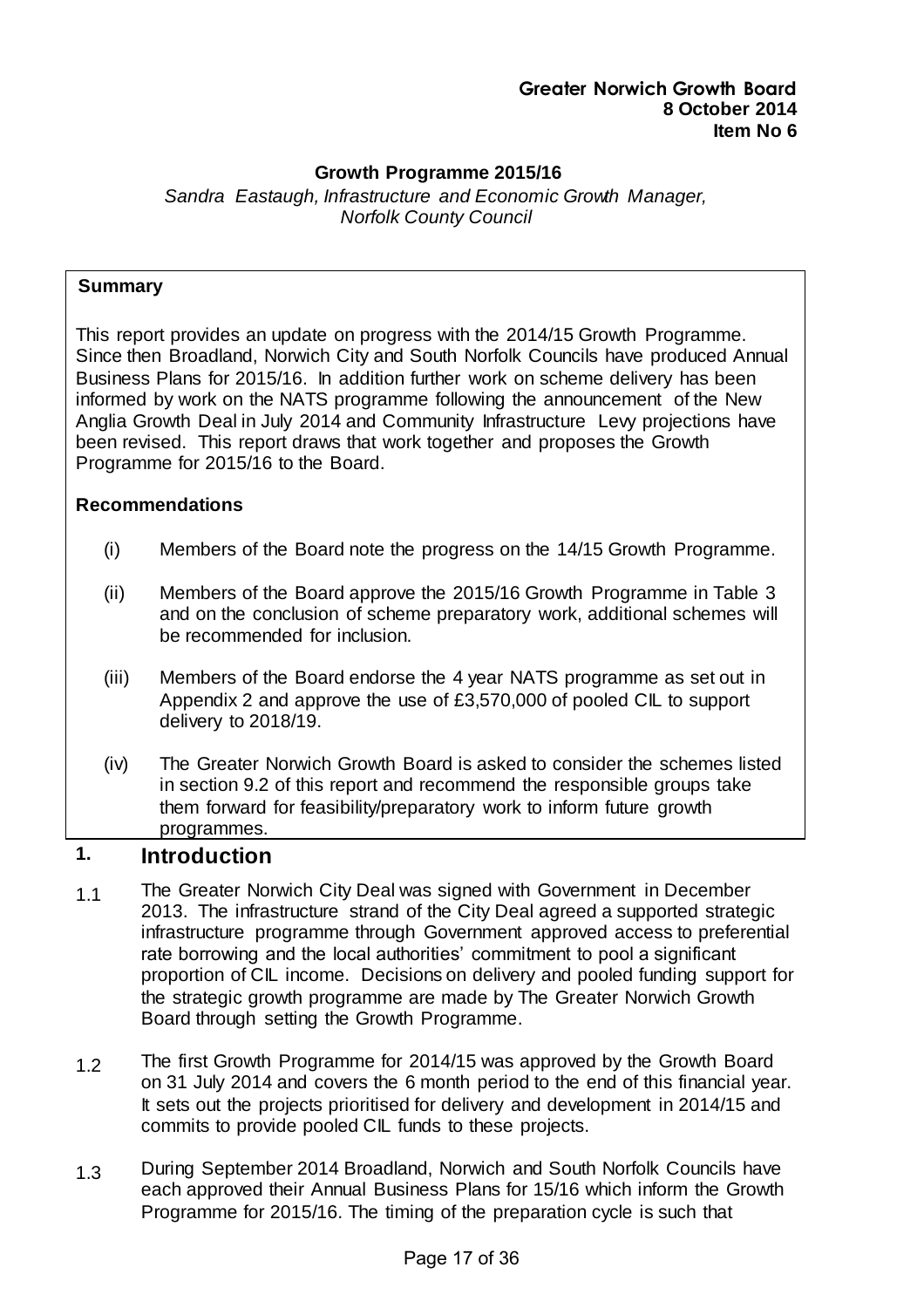**Greater Norwich Growth Board**
**8 October 2014**
**Item No 6**

**Growth Programme 2015/16**

*Sandra Eastaugh, Infrastructure and Economic Growth Manager, Norfolk County Council*

**Summary**

This report provides an update on progress with the 2014/15 Growth Programme. Since then Broadland, Norwich City and South Norfolk Councils have produced Annual Business Plans for 2015/16. In addition further work on scheme delivery has been informed by work on the NATS programme following the announcement of the New Anglia Growth Deal in July 2014 and Community Infrastructure Levy projections have been revised. This report draws that work together and proposes the Growth Programme for 2015/16 to the Board.

**Recommendations**

(i) Members of the Board note the progress on the 14/15 Growth Programme.

(ii) Members of the Board approve the 2015/16 Growth Programme in Table 3 and on the conclusion of scheme preparatory work, additional schemes will be recommended for inclusion.

(iii) Members of the Board endorse the 4 year NATS programme as set out in Appendix 2 and approve the use of £3,570,000 of pooled CIL to support delivery to 2018/19.

(iv) The Greater Norwich Growth Board is asked to consider the schemes listed in section 9.2 of this report and recommend the responsible groups take them forward for feasibility/preparatory work to inform future growth programmes.

## 1. Introduction

1.1 The Greater Norwich City Deal was signed with Government in December 2013. The infrastructure strand of the City Deal agreed a supported strategic infrastructure programme through Government approved access to preferential rate borrowing and the local authorities' commitment to pool a significant proportion of CIL income. Decisions on delivery and pooled funding support for the strategic growth programme are made by The Greater Norwich Growth Board through setting the Growth Programme.

1.2 The first Growth Programme for 2014/15 was approved by the Growth Board on 31 July 2014 and covers the 6 month period to the end of this financial year. It sets out the projects prioritised for delivery and development in 2014/15 and commits to provide pooled CIL funds to these projects.

1.3 During September 2014 Broadland, Norwich and South Norfolk Councils have each approved their Annual Business Plans for 15/16 which inform the Growth Programme for 2015/16. The timing of the preparation cycle is such that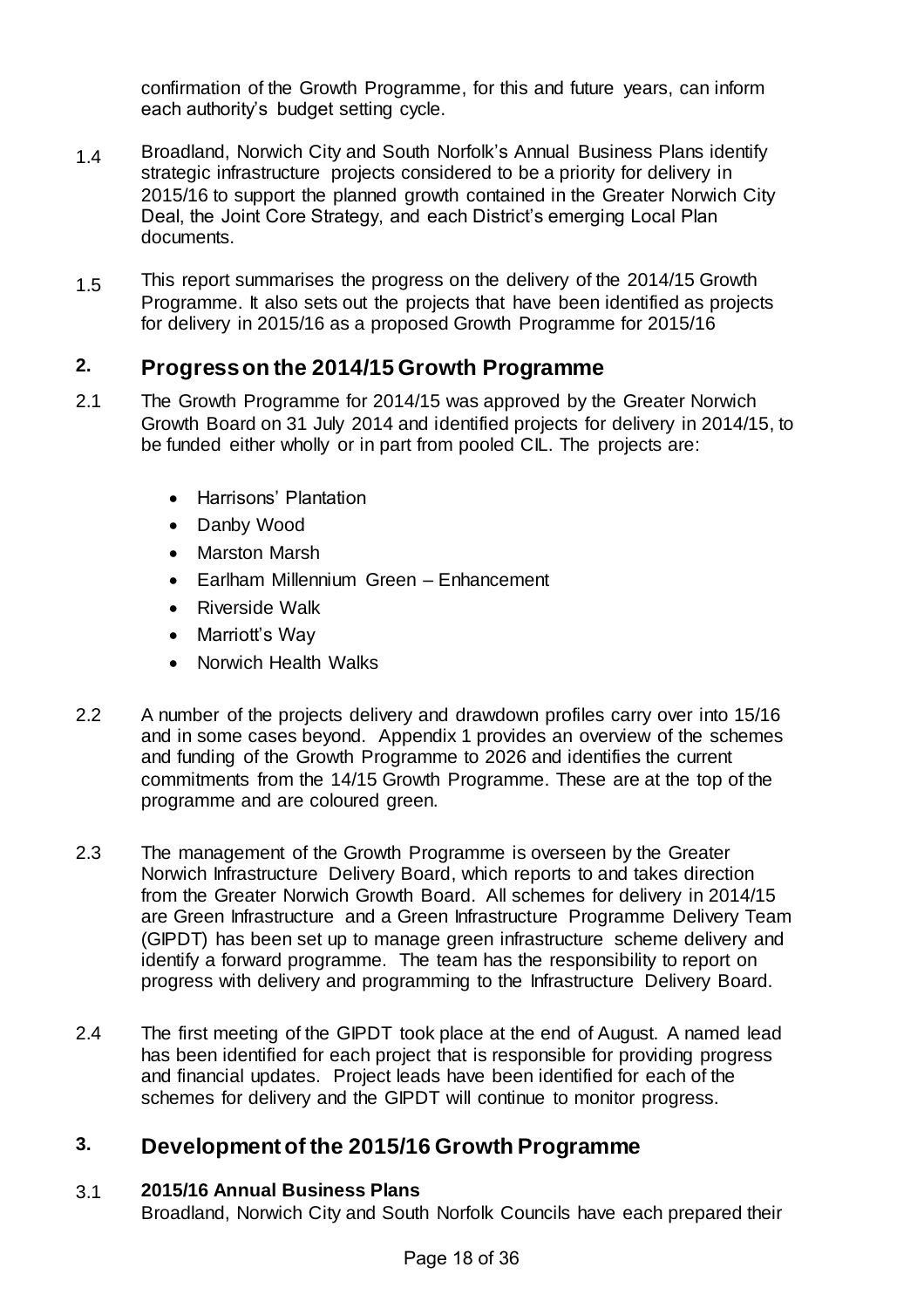confirmation of the Growth Programme, for this and future years, can inform each authority's budget setting cycle.

1.4 Broadland, Norwich City and South Norfolk's Annual Business Plans identify strategic infrastructure projects considered to be a priority for delivery in 2015/16 to support the planned growth contained in the Greater Norwich City Deal, the Joint Core Strategy, and each District's emerging Local Plan documents.

1.5 This report summarises the progress on the delivery of the 2014/15 Growth Programme. It also sets out the projects that have been identified as projects for delivery in 2015/16 as a proposed Growth Programme for 2015/16

## 2. Progress on the 2014/15 Growth Programme

2.1 The Growth Programme for 2014/15 was approved by the Greater Norwich Growth Board on 31 July 2014 and identified projects for delivery in 2014/15, to be funded either wholly or in part from pooled CIL. The projects are:

- Harrisons' Plantation
- Danby Wood
- Marston Marsh
- Earlham Millennium Green – Enhancement
- Riverside Walk
- Marriott's Way
- Norwich Health Walks

2.2 A number of the projects delivery and drawdown profiles carry over into 15/16 and in some cases beyond. Appendix 1 provides an overview of the schemes and funding of the Growth Programme to 2026 and identifies the current commitments from the 14/15 Growth Programme. These are at the top of the programme and are coloured green.

2.3 The management of the Growth Programme is overseen by the Greater Norwich Infrastructure Delivery Board, which reports to and takes direction from the Greater Norwich Growth Board. All schemes for delivery in 2014/15 are Green Infrastructure and a Green Infrastructure Programme Delivery Team (GIPDT) has been set up to manage green infrastructure scheme delivery and identify a forward programme. The team has the responsibility to report on progress with delivery and programming to the Infrastructure Delivery Board.

2.4 The first meeting of the GIPDT took place at the end of August. A named lead has been identified for each project that is responsible for providing progress and financial updates. Project leads have been identified for each of the schemes for delivery and the GIPDT will continue to monitor progress.

## 3. Development of the 2015/16 Growth Programme

3.1 **2015/16 Annual Business Plans**
Broadland, Norwich City and South Norfolk Councils have each prepared their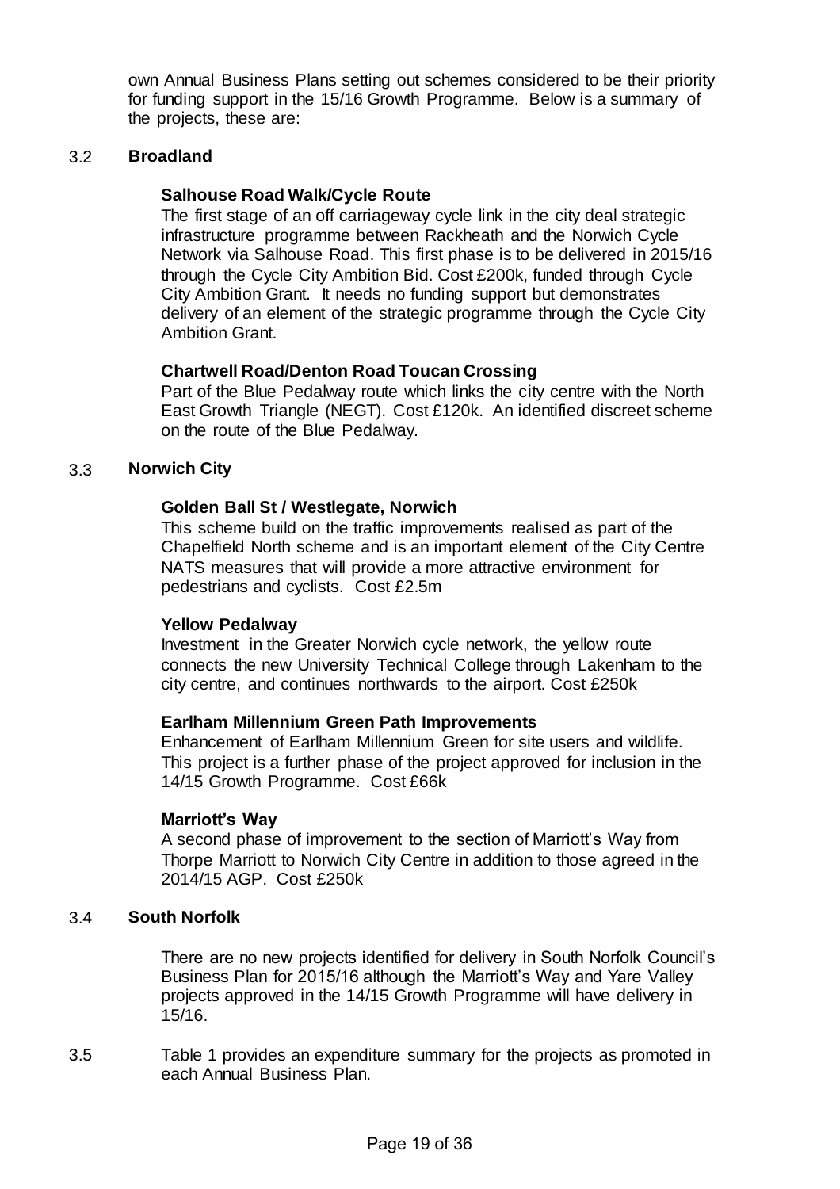own Annual Business Plans setting out schemes considered to be their priority for funding support in the 15/16 Growth Programme. Below is a summary of the projects, these are:

3.2 **Broadland**

**Salhouse Road Walk/Cycle Route**

The first stage of an off carriageway cycle link in the city deal strategic infrastructure programme between Rackheath and the Norwich Cycle Network via Salhouse Road. This first phase is to be delivered in 2015/16 through the Cycle City Ambition Bid. Cost £200k, funded through Cycle City Ambition Grant. It needs no funding support but demonstrates delivery of an element of the strategic programme through the Cycle City Ambition Grant.

**Chartwell Road/Denton Road Toucan Crossing**

Part of the Blue Pedalway route which links the city centre with the North East Growth Triangle (NEGT). Cost £120k. An identified discreet scheme on the route of the Blue Pedalway.

3.3 **Norwich City**

**Golden Ball St / Westlegate, Norwich**

This scheme build on the traffic improvements realised as part of the Chapelfield North scheme and is an important element of the City Centre NATS measures that will provide a more attractive environment for pedestrians and cyclists. Cost £2.5m

**Yellow Pedalway**

Investment in the Greater Norwich cycle network, the yellow route connects the new University Technical College through Lakenham to the city centre, and continues northwards to the airport. Cost £250k

**Earlham Millennium Green Path Improvements**

Enhancement of Earlham Millennium Green for site users and wildlife. This project is a further phase of the project approved for inclusion in the 14/15 Growth Programme. Cost £66k

**Marriott's Way**

A second phase of improvement to the section of Marriott's Way from Thorpe Marriott to Norwich City Centre in addition to those agreed in the 2014/15 AGP. Cost £250k

3.4 **South Norfolk**

There are no new projects identified for delivery in South Norfolk Council's Business Plan for 2015/16 although the Marriott's Way and Yare Valley projects approved in the 14/15 Growth Programme will have delivery in 15/16.

3.5 Table 1 provides an expenditure summary for the projects as promoted in each Annual Business Plan.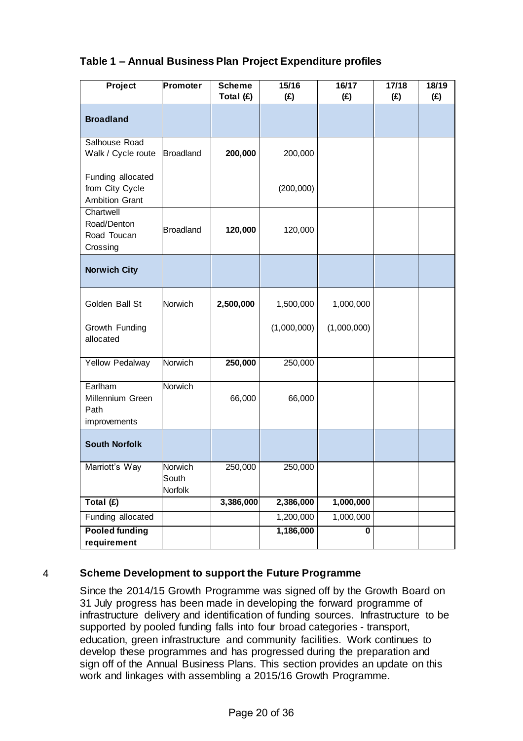## Table 1 – Annual Business Plan Project Expenditure profiles

| Project | Promoter | Scheme Total (£) | 15/16 (£) | 16/17 (£) | 17/18 (£) | 18/19 (£) |
|---|---|---|---|---|---|---|
| **Broadland** | | | | | | |
| Salhouse Road Walk / Cycle route | Broadland | **200,000** | 200,000 | | | |
| Funding allocated from City Cycle Ambition Grant | | | (200,000) | | | |
| Chartwell Road/Denton Road Toucan Crossing | Broadland | **120,000** | 120,000 | | | |
| **Norwich City** | | | | | | |
| Golden Ball St | Norwich | **2,500,000** | 1,500,000 | 1,000,000 | | |
| Growth Funding allocated | | | (1,000,000) | (1,000,000) | | |
| Yellow Pedalway | Norwich | **250,000** | 250,000 | | | |
| Earlham Millennium Green Path improvements | Norwich | 66,000 | 66,000 | | | |
| **South Norfolk** | | | | | | |
| Marriott's Way | Norwich South Norfolk | 250,000 | 250,000 | | | |
| **Total (£)** | | **3,386,000** | **2,386,000** | **1,000,000** | | |
| Funding allocated | | | 1,200,000 | 1,000,000 | | |
| **Pooled funding requirement** | | | **1,186,000** | **0** | | |

## 4 Scheme Development to support the Future Programme

Since the 2014/15 Growth Programme was signed off by the Growth Board on 31 July progress has been made in developing the forward programme of infrastructure delivery and identification of funding sources. Infrastructure to be supported by pooled funding falls into four broad categories - transport, education, green infrastructure and community facilities. Work continues to develop these programmes and has progressed during the preparation and sign off of the Annual Business Plans. This section provides an update on this work and linkages with assembling a 2015/16 Growth Programme.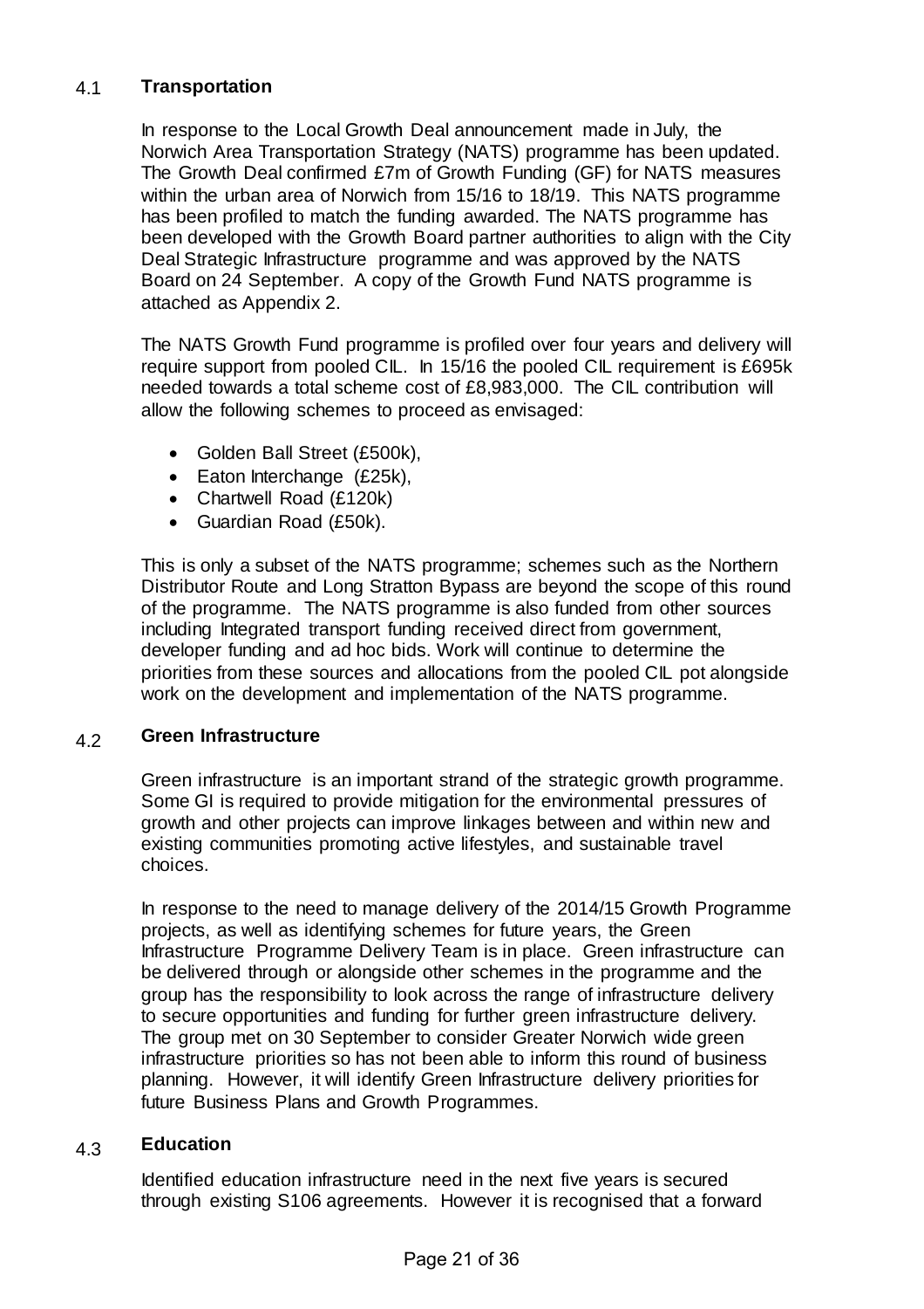## 4.1 Transportation

In response to the Local Growth Deal announcement made in July, the Norwich Area Transportation Strategy (NATS) programme has been updated. The Growth Deal confirmed £7m of Growth Funding (GF) for NATS measures within the urban area of Norwich from 15/16 to 18/19. This NATS programme has been profiled to match the funding awarded. The NATS programme has been developed with the Growth Board partner authorities to align with the City Deal Strategic Infrastructure programme and was approved by the NATS Board on 24 September. A copy of the Growth Fund NATS programme is attached as Appendix 2.

The NATS Growth Fund programme is profiled over four years and delivery will require support from pooled CIL. In 15/16 the pooled CIL requirement is £695k needed towards a total scheme cost of £8,983,000. The CIL contribution will allow the following schemes to proceed as envisaged:

- Golden Ball Street (£500k),
- Eaton Interchange (£25k),
- Chartwell Road (£120k)
- Guardian Road (£50k).

This is only a subset of the NATS programme; schemes such as the Northern Distributor Route and Long Stratton Bypass are beyond the scope of this round of the programme. The NATS programme is also funded from other sources including Integrated transport funding received direct from government, developer funding and ad hoc bids. Work will continue to determine the priorities from these sources and allocations from the pooled CIL pot alongside work on the development and implementation of the NATS programme.

## 4.2 Green Infrastructure

Green infrastructure is an important strand of the strategic growth programme. Some GI is required to provide mitigation for the environmental pressures of growth and other projects can improve linkages between and within new and existing communities promoting active lifestyles, and sustainable travel choices.

In response to the need to manage delivery of the 2014/15 Growth Programme projects, as well as identifying schemes for future years, the Green Infrastructure Programme Delivery Team is in place. Green infrastructure can be delivered through or alongside other schemes in the programme and the group has the responsibility to look across the range of infrastructure delivery to secure opportunities and funding for further green infrastructure delivery. The group met on 30 September to consider Greater Norwich wide green infrastructure priorities so has not been able to inform this round of business planning. However, it will identify Green Infrastructure delivery priorities for future Business Plans and Growth Programmes.

## 4.3 Education

Identified education infrastructure need in the next five years is secured through existing S106 agreements. However it is recognised that a forward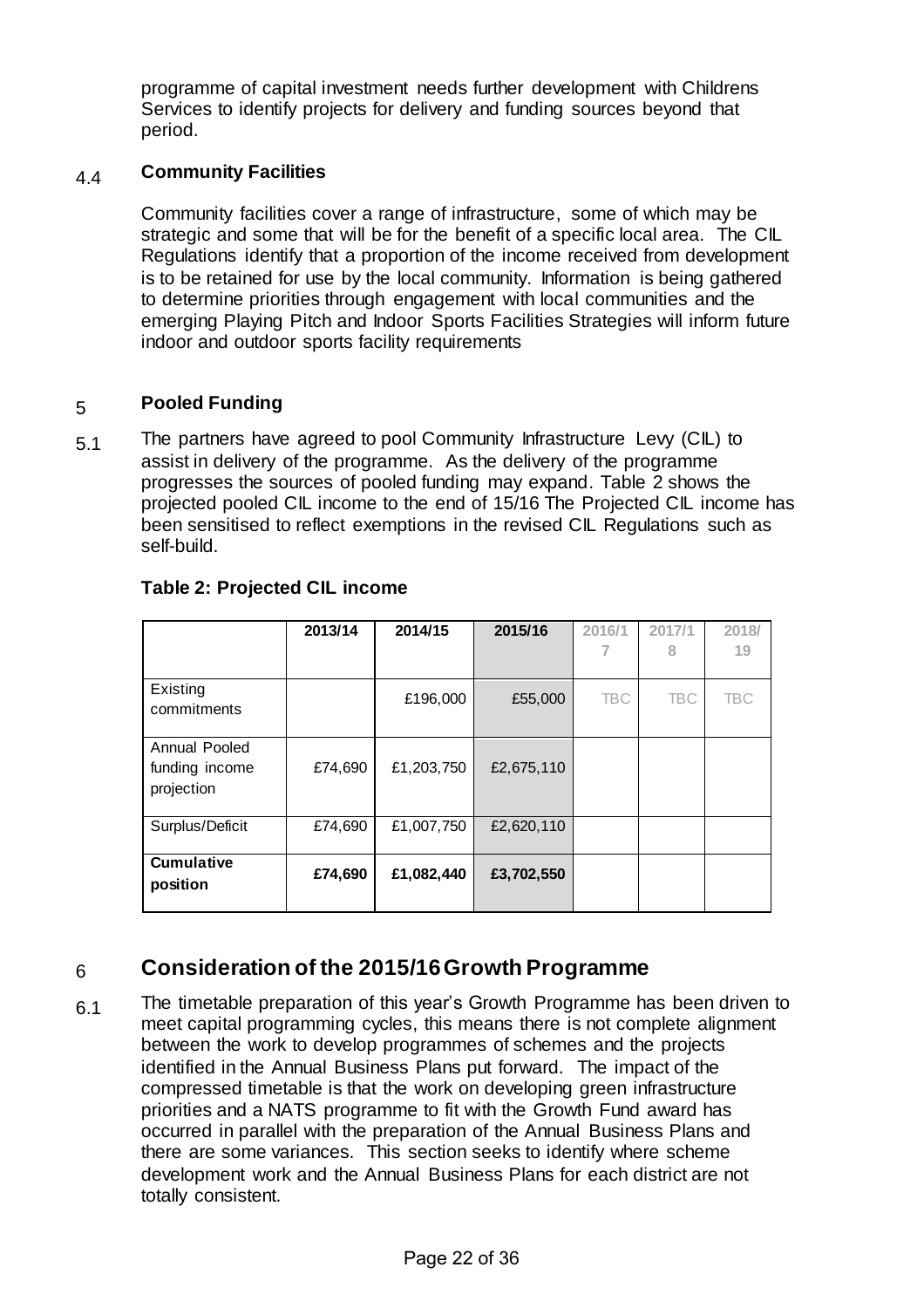programme of capital investment needs further development with Childrens Services to identify projects for delivery and funding sources beyond that period.

### 4.4 Community Facilities

Community facilities cover a range of infrastructure, some of which may be strategic and some that will be for the benefit of a specific local area. The CIL Regulations identify that a proportion of the income received from development is to be retained for use by the local community. Information is being gathered to determine priorities through engagement with local communities and the emerging Playing Pitch and Indoor Sports Facilities Strategies will inform future indoor and outdoor sports facility requirements

## 5 Pooled Funding

5.1 The partners have agreed to pool Community Infrastructure Levy (CIL) to assist in delivery of the programme. As the delivery of the programme progresses the sources of pooled funding may expand. Table 2 shows the projected pooled CIL income to the end of 15/16 The Projected CIL income has been sensitised to reflect exemptions in the revised CIL Regulations such as self-build.

**Table 2: Projected CIL income**

| | 2013/14 | 2014/15 | 2015/16 | 2016/17 | 2017/18 | 2018/19 |
|---|---|---|---|---|---|---|
| Existing commitments | | £196,000 | £55,000 | TBC | TBC | TBC |
| Annual Pooled funding income projection | £74,690 | £1,203,750 | £2,675,110 | | | |
| Surplus/Deficit | £74,690 | £1,007,750 | £2,620,110 | | | |
| **Cumulative position** | **£74,690** | **£1,082,440** | **£3,702,550** | | | |

## 6 Consideration of the 2015/16 Growth Programme

6.1 The timetable preparation of this year's Growth Programme has been driven to meet capital programming cycles, this means there is not complete alignment between the work to develop programmes of schemes and the projects identified in the Annual Business Plans put forward. The impact of the compressed timetable is that the work on developing green infrastructure priorities and a NATS programme to fit with the Growth Fund award has occurred in parallel with the preparation of the Annual Business Plans and there are some variances. This section seeks to identify where scheme development work and the Annual Business Plans for each district are not totally consistent.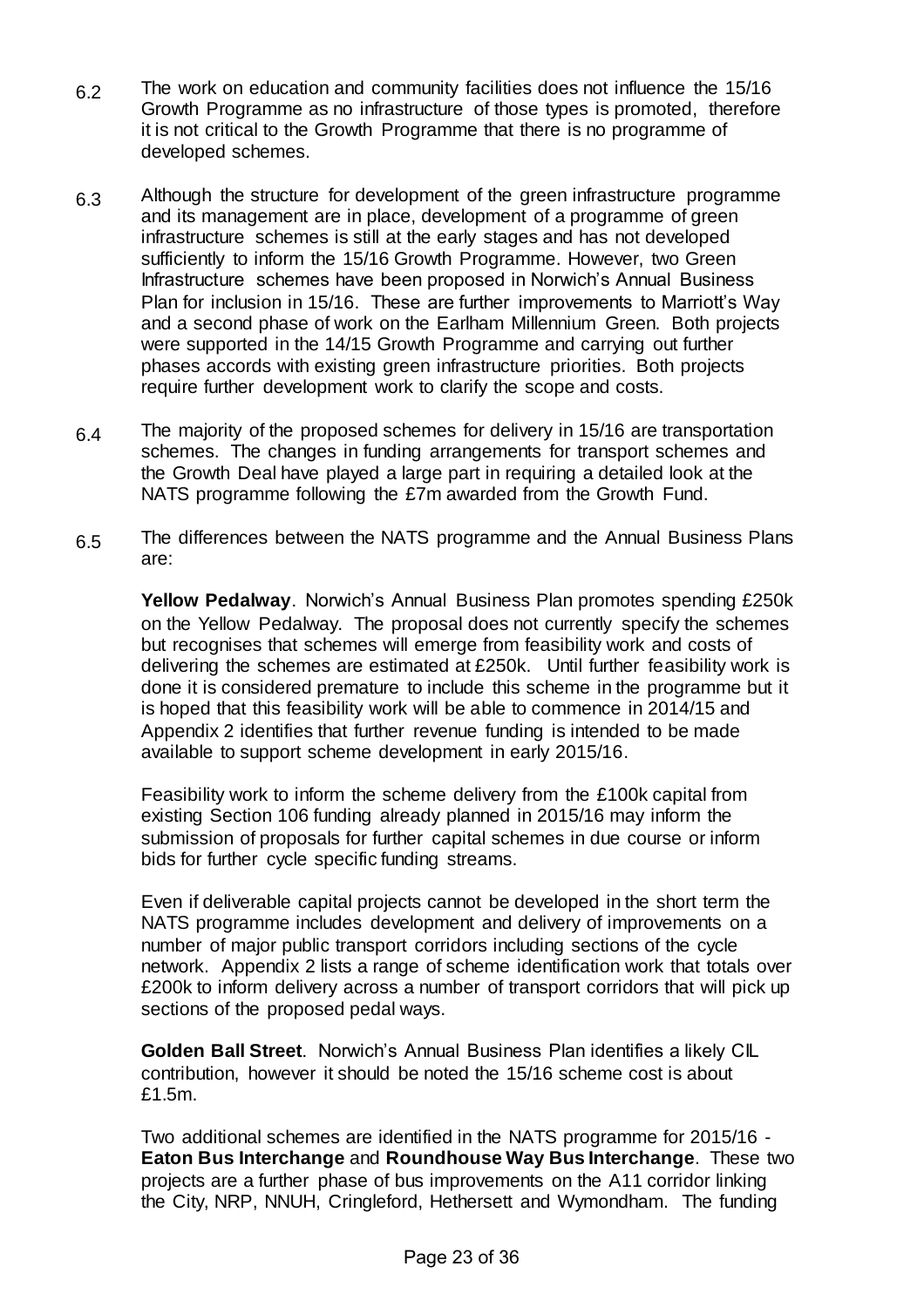6.2 The work on education and community facilities does not influence the 15/16 Growth Programme as no infrastructure of those types is promoted, therefore it is not critical to the Growth Programme that there is no programme of developed schemes.

6.3 Although the structure for development of the green infrastructure programme and its management are in place, development of a programme of green infrastructure schemes is still at the early stages and has not developed sufficiently to inform the 15/16 Growth Programme. However, two Green Infrastructure schemes have been proposed in Norwich's Annual Business Plan for inclusion in 15/16. These are further improvements to Marriott's Way and a second phase of work on the Earlham Millennium Green. Both projects were supported in the 14/15 Growth Programme and carrying out further phases accords with existing green infrastructure priorities. Both projects require further development work to clarify the scope and costs.

6.4 The majority of the proposed schemes for delivery in 15/16 are transportation schemes. The changes in funding arrangements for transport schemes and the Growth Deal have played a large part in requiring a detailed look at the NATS programme following the £7m awarded from the Growth Fund.

6.5 The differences between the NATS programme and the Annual Business Plans are:

**Yellow Pedalway**. Norwich's Annual Business Plan promotes spending £250k on the Yellow Pedalway. The proposal does not currently specify the schemes but recognises that schemes will emerge from feasibility work and costs of delivering the schemes are estimated at £250k. Until further feasibility work is done it is considered premature to include this scheme in the programme but it is hoped that this feasibility work will be able to commence in 2014/15 and Appendix 2 identifies that further revenue funding is intended to be made available to support scheme development in early 2015/16.

Feasibility work to inform the scheme delivery from the £100k capital from existing Section 106 funding already planned in 2015/16 may inform the submission of proposals for further capital schemes in due course or inform bids for further cycle specific funding streams.

Even if deliverable capital projects cannot be developed in the short term the NATS programme includes development and delivery of improvements on a number of major public transport corridors including sections of the cycle network. Appendix 2 lists a range of scheme identification work that totals over £200k to inform delivery across a number of transport corridors that will pick up sections of the proposed pedal ways.

**Golden Ball Street**. Norwich's Annual Business Plan identifies a likely CIL contribution, however it should be noted the 15/16 scheme cost is about £1.5m.

Two additional schemes are identified in the NATS programme for 2015/16 - **Eaton Bus Interchange** and **Roundhouse Way Bus Interchange**. These two projects are a further phase of bus improvements on the A11 corridor linking the City, NRP, NNUH, Cringleford, Hethersett and Wymondham. The funding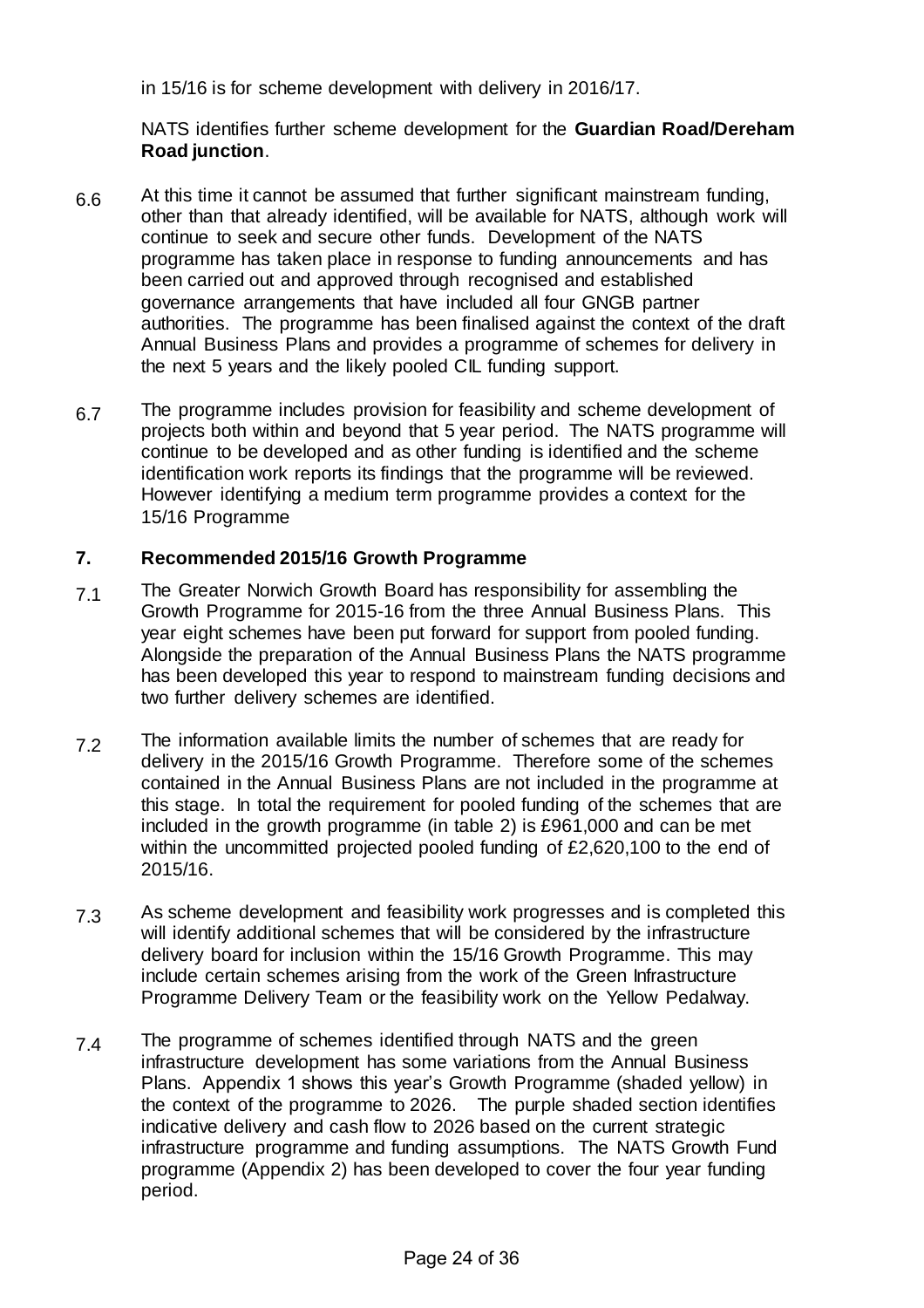in 15/16 is for scheme development with delivery in 2016/17.

NATS identifies further scheme development for the **Guardian Road/Dereham Road junction**.

6.6 At this time it cannot be assumed that further significant mainstream funding, other than that already identified, will be available for NATS, although work will continue to seek and secure other funds. Development of the NATS programme has taken place in response to funding announcements and has been carried out and approved through recognised and established governance arrangements that have included all four GNGB partner authorities. The programme has been finalised against the context of the draft Annual Business Plans and provides a programme of schemes for delivery in the next 5 years and the likely pooled CIL funding support.

6.7 The programme includes provision for feasibility and scheme development of projects both within and beyond that 5 year period. The NATS programme will continue to be developed and as other funding is identified and the scheme identification work reports its findings that the programme will be reviewed. However identifying a medium term programme provides a context for the 15/16 Programme

## 7. Recommended 2015/16 Growth Programme

7.1 The Greater Norwich Growth Board has responsibility for assembling the Growth Programme for 2015-16 from the three Annual Business Plans. This year eight schemes have been put forward for support from pooled funding. Alongside the preparation of the Annual Business Plans the NATS programme has been developed this year to respond to mainstream funding decisions and two further delivery schemes are identified.

7.2 The information available limits the number of schemes that are ready for delivery in the 2015/16 Growth Programme. Therefore some of the schemes contained in the Annual Business Plans are not included in the programme at this stage. In total the requirement for pooled funding of the schemes that are included in the growth programme (in table 2) is £961,000 and can be met within the uncommitted projected pooled funding of £2,620,100 to the end of 2015/16.

7.3 As scheme development and feasibility work progresses and is completed this will identify additional schemes that will be considered by the infrastructure delivery board for inclusion within the 15/16 Growth Programme. This may include certain schemes arising from the work of the Green Infrastructure Programme Delivery Team or the feasibility work on the Yellow Pedalway.

7.4 The programme of schemes identified through NATS and the green infrastructure development has some variations from the Annual Business Plans. Appendix 1 shows this year's Growth Programme (shaded yellow) in the context of the programme to 2026. The purple shaded section identifies indicative delivery and cash flow to 2026 based on the current strategic infrastructure programme and funding assumptions. The NATS Growth Fund programme (Appendix 2) has been developed to cover the four year funding period.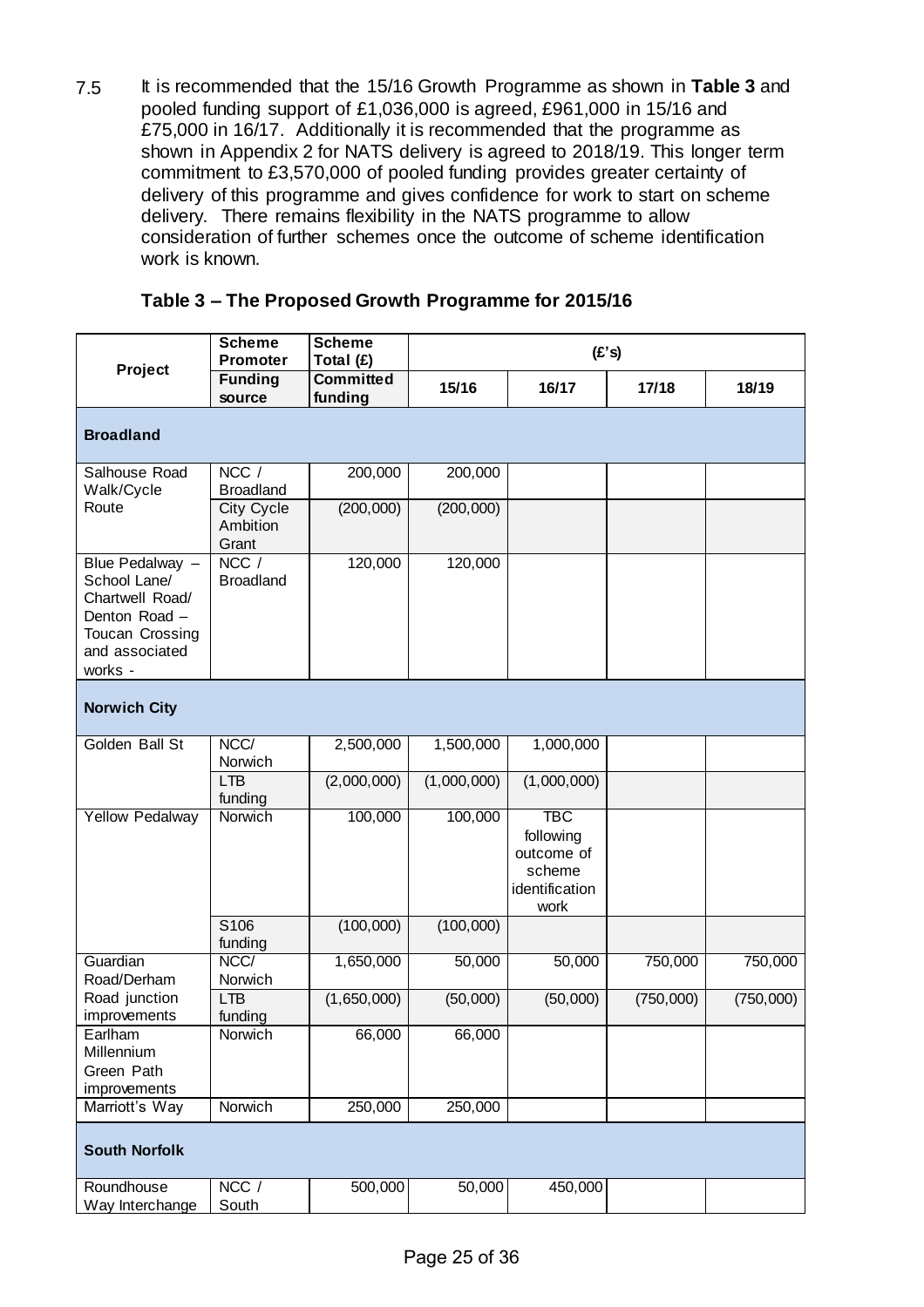7.5 It is recommended that the 15/16 Growth Programme as shown in **Table 3** and pooled funding support of £1,036,000 is agreed, £961,000 in 15/16 and £75,000 in 16/17. Additionally it is recommended that the programme as shown in Appendix 2 for NATS delivery is agreed to 2018/19. This longer term commitment to £3,570,000 of pooled funding provides greater certainty of delivery of this programme and gives confidence for work to start on scheme delivery. There remains flexibility in the NATS programme to allow consideration of further schemes once the outcome of scheme identification work is known.

**Table 3 – The Proposed Growth Programme for 2015/16**

| Project | Scheme Promoter / Funding source | Scheme Total (£) / Committed funding | 15/16 (£'s) | 16/17 (£'s) | 17/18 (£'s) | 18/19 (£'s) |
|---|---|---|---|---|---|---|
| **Broadland** | | | | | | |
| Salhouse Road Walk/Cycle Route | NCC / Broadland | 200,000 | 200,000 | | | |
| | City Cycle Ambition Grant | (200,000) | (200,000) | | | |
| Blue Pedalway – School Lane/ Chartwell Road/ Denton Road – Toucan Crossing and associated works - | NCC / Broadland | 120,000 | 120,000 | | | |
| **Norwich City** | | | | | | |
| Golden Ball St | NCC/ Norwich | 2,500,000 | 1,500,000 | 1,000,000 | | |
| | LTB funding | (2,000,000) | (1,000,000) | (1,000,000) | | |
| Yellow Pedalway | Norwich | 100,000 | 100,000 | TBC following outcome of scheme identification work | | |
| | S106 funding | (100,000) | (100,000) | | | |
| Guardian Road/Derham Road junction improvements | NCC/ Norwich | 1,650,000 | 50,000 | 50,000 | 750,000 | 750,000 |
| | LTB funding | (1,650,000) | (50,000) | (50,000) | (750,000) | (750,000) |
| Earlham Millennium Green Path improvements | Norwich | 66,000 | 66,000 | | | |
| Marriott's Way | Norwich | 250,000 | 250,000 | | | |
| **South Norfolk** | | | | | | |
| Roundhouse Way Interchange | NCC / South | 500,000 | 50,000 | 450,000 | | |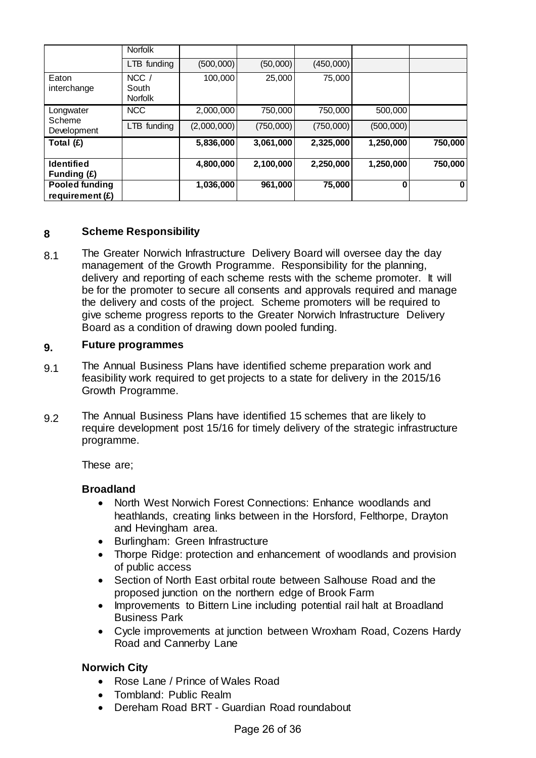| | | | | | | |
|---|---|---|---|---|---|---|
| | Norfolk | | | | | |
| | LTB funding | (500,000) | (50,000) | (450,000) | | |
| Eaton interchange | NCC / South Norfolk | 100,000 | 25,000 | 75,000 | | |
| Longwater Scheme Development | NCC | 2,000,000 | 750,000 | 750,000 | 500,000 | |
| | LTB funding | (2,000,000) | (750,000) | (750,000) | (500,000) | |
| **Total (£)** | | **5,836,000** | **3,061,000** | **2,325,000** | **1,250,000** | **750,000** |
| **Identified Funding (£)** | | **4,800,000** | **2,100,000** | **2,250,000** | **1,250,000** | **750,000** |
| **Pooled funding requirement (£)** | | **1,036,000** | **961,000** | **75,000** | **0** | **0** |

## 8 Scheme Responsibility

8.1 The Greater Norwich Infrastructure Delivery Board will oversee day the day management of the Growth Programme. Responsibility for the planning, delivery and reporting of each scheme rests with the scheme promoter. It will be for the promoter to secure all consents and approvals required and manage the delivery and costs of the project. Scheme promoters will be required to give scheme progress reports to the Greater Norwich Infrastructure Delivery Board as a condition of drawing down pooled funding.

## 9. Future programmes

9.1 The Annual Business Plans have identified scheme preparation work and feasibility work required to get projects to a state for delivery in the 2015/16 Growth Programme.

9.2 The Annual Business Plans have identified 15 schemes that are likely to require development post 15/16 for timely delivery of the strategic infrastructure programme.

These are;

**Broadland**

- North West Norwich Forest Connections: Enhance woodlands and heathlands, creating links between in the Horsford, Felthorpe, Drayton and Hevingham area.
- Burlingham: Green Infrastructure
- Thorpe Ridge: protection and enhancement of woodlands and provision of public access
- Section of North East orbital route between Salhouse Road and the proposed junction on the northern edge of Brook Farm
- Improvements to Bittern Line including potential rail halt at Broadland Business Park
- Cycle improvements at junction between Wroxham Road, Cozens Hardy Road and Cannerby Lane

**Norwich City**

- Rose Lane / Prince of Wales Road
- Tombland: Public Realm
- Dereham Road BRT - Guardian Road roundabout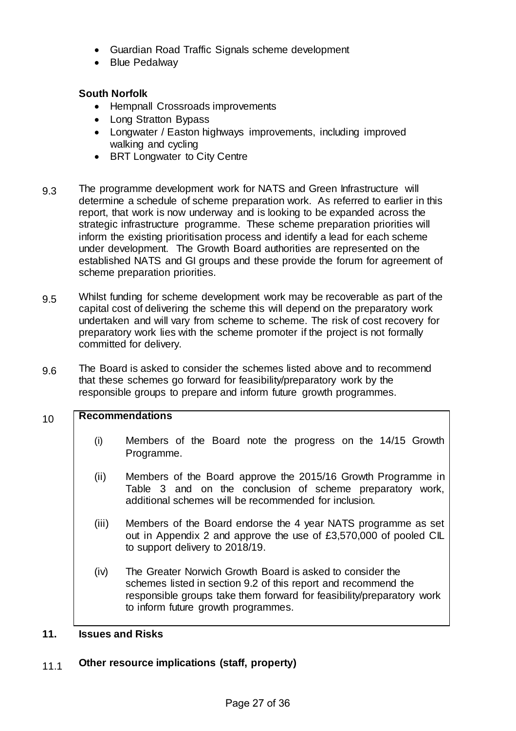- Guardian Road Traffic Signals scheme development
- Blue Pedalway

**South Norfolk**

- Hempnall Crossroads improvements
- Long Stratton Bypass
- Longwater / Easton highways improvements, including improved walking and cycling
- BRT Longwater to City Centre

9.3 The programme development work for NATS and Green Infrastructure will determine a schedule of scheme preparation work. As referred to earlier in this report, that work is now underway and is looking to be expanded across the strategic infrastructure programme. These scheme preparation priorities will inform the existing prioritisation process and identify a lead for each scheme under development. The Growth Board authorities are represented on the established NATS and GI groups and these provide the forum for agreement of scheme preparation priorities.

9.5 Whilst funding for scheme development work may be recoverable as part of the capital cost of delivering the scheme this will depend on the preparatory work undertaken and will vary from scheme to scheme. The risk of cost recovery for preparatory work lies with the scheme promoter if the project is not formally committed for delivery.

9.6 The Board is asked to consider the schemes listed above and to recommend that these schemes go forward for feasibility/preparatory work by the responsible groups to prepare and inform future growth programmes.

## 10 Recommendations

(i) Members of the Board note the progress on the 14/15 Growth Programme.

(ii) Members of the Board approve the 2015/16 Growth Programme in Table 3 and on the conclusion of scheme preparatory work, additional schemes will be recommended for inclusion.

(iii) Members of the Board endorse the 4 year NATS programme as set out in Appendix 2 and approve the use of £3,570,000 of pooled CIL to support delivery to 2018/19.

(iv) The Greater Norwich Growth Board is asked to consider the schemes listed in section 9.2 of this report and recommend the responsible groups take them forward for feasibility/preparatory work to inform future growth programmes.

## 11. Issues and Risks

### 11.1 Other resource implications (staff, property)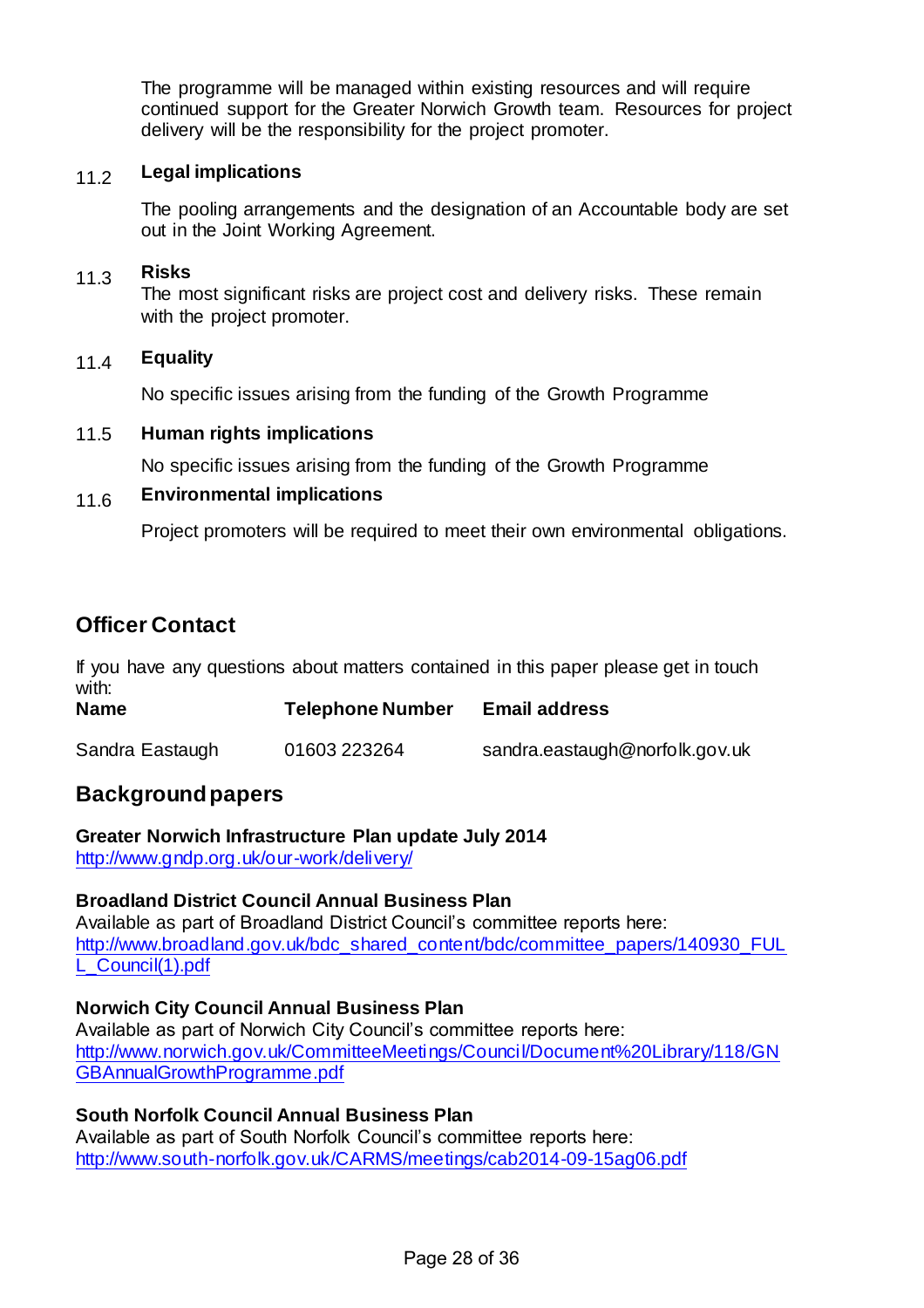The programme will be managed within existing resources and will require continued support for the Greater Norwich Growth team. Resources for project delivery will be the responsibility for the project promoter.

### 11.2 Legal implications

The pooling arrangements and the designation of an Accountable body are set out in the Joint Working Agreement.

### 11.3 Risks

The most significant risks are project cost and delivery risks. These remain with the project promoter.

### 11.4 Equality

No specific issues arising from the funding of the Growth Programme

### 11.5 Human rights implications

No specific issues arising from the funding of the Growth Programme

### 11.6 Environmental implications

Project promoters will be required to meet their own environmental obligations.

## Officer Contact

If you have any questions about matters contained in this paper please get in touch with:

| Name | Telephone Number | Email address |
|---|---|---|
| Sandra Eastaugh | 01603 223264 | sandra.eastaugh@norfolk.gov.uk |

## Background papers

**Greater Norwich Infrastructure Plan update July 2014**
http://www.gndp.org.uk/our-work/delivery/

**Broadland District Council Annual Business Plan**
Available as part of Broadland District Council's committee reports here:
http://www.broadland.gov.uk/bdc_shared_content/bdc/committee_papers/140930_FULL_Council(1).pdf

**Norwich City Council Annual Business Plan**
Available as part of Norwich City Council's committee reports here:
http://www.norwich.gov.uk/CommitteeMeetings/Council/Document%20Library/118/GNGBAnnualGrowthProgramme.pdf

**South Norfolk Council Annual Business Plan**
Available as part of South Norfolk Council's committee reports here:
http://www.south-norfolk.gov.uk/CARMS/meetings/cab2014-09-15ag06.pdf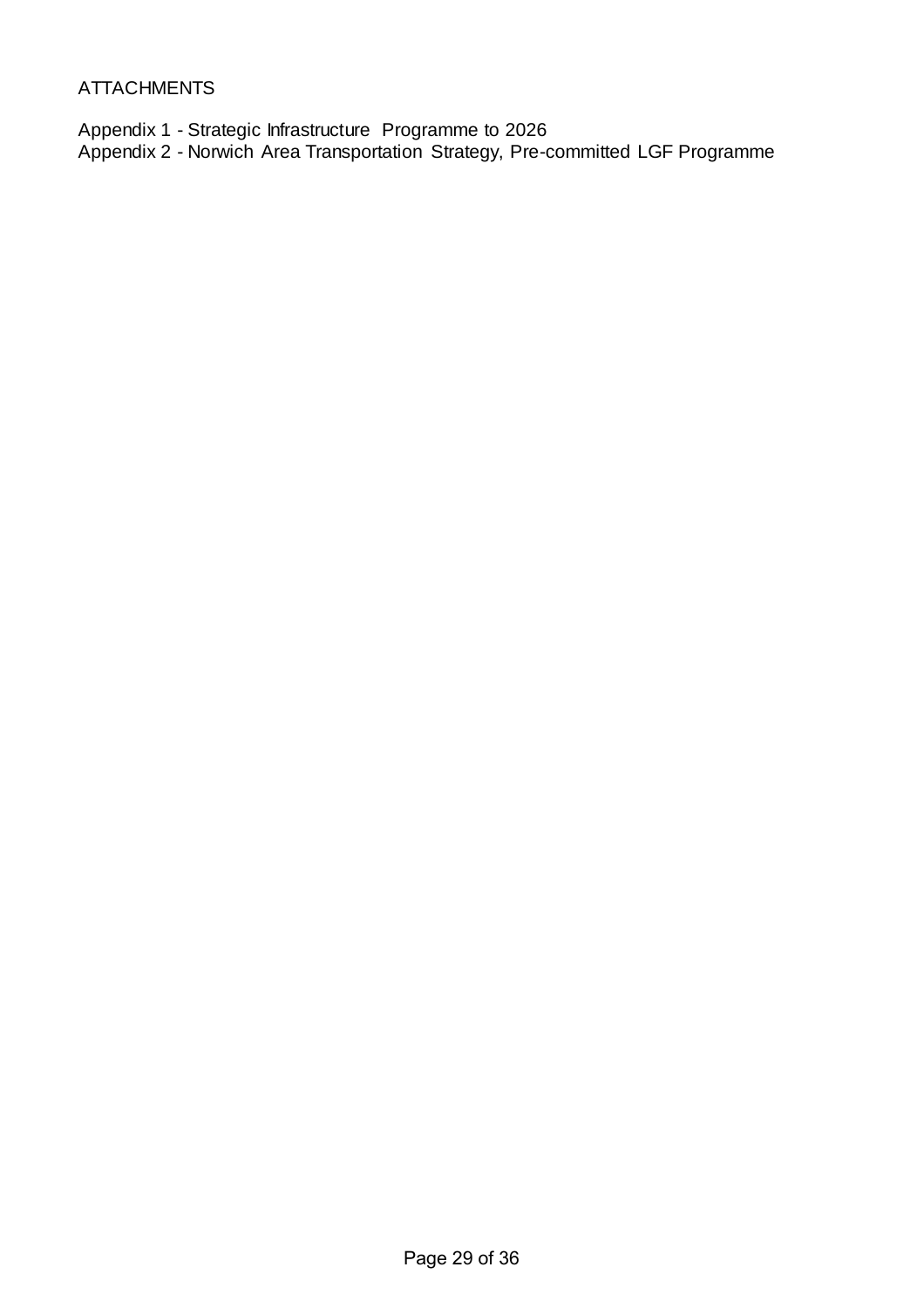ATTACHMENTS

Appendix 1 - Strategic Infrastructure Programme to 2026
Appendix 2 - Norwich Area Transportation Strategy, Pre-committed LGF Programme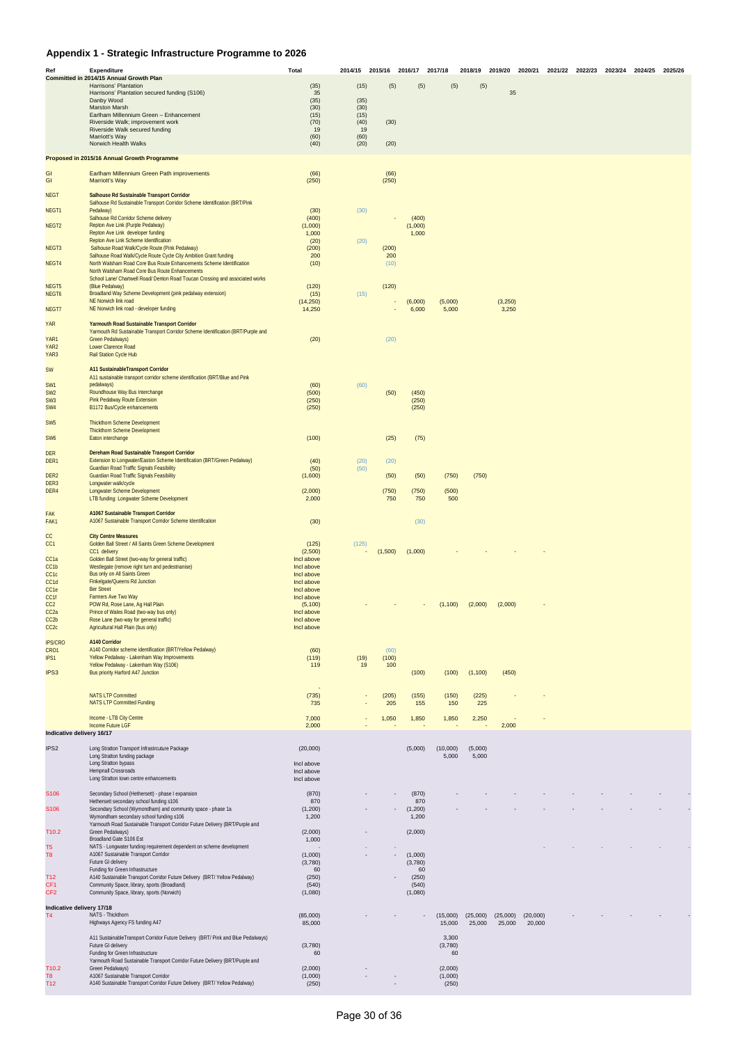## Appendix 1 - Strategic Infrastructure Programme to 2026

| Ref | Expenditure | Total | 2014/15 | 2015/16 | 2016/17 | 2017/18 | 2018/19 | 2019/20 | 2020/21 | 2021/22 | 2022/23 | 2023/24 | 2024/25 | 2025/26 |
|---|---|---|---|---|---|---|---|---|---|---|---|---|---|---|
| **Committed in 2014/15 Annual Growth Plan** | | | | | | | | | | | | | | |
| | Harrisons' Plantation | (35) | (15) | (5) | (5) | (5) | (5) | | | | | | | |
| | Harrisons' Plantation secured funding (S106) | 35 | | | | | | 35 | | | | | | |
| | Danby Wood | (35) | (35) | | | | | | | | | | | |
| | Marston Marsh | (30) | (30) | | | | | | | | | | | |
| | Earlham Millennium Green – Enhancement | (15) | (15) | | | | | | | | | | | |
| | Riverside Walk; improvement work | (70) | (40) | (30) | | | | | | | | | | |
| | Riverside Walk secured funding | 19 | 19 | | | | | | | | | | | |
| | Marriott's Way | (60) | (60) | | | | | | | | | | | |
| | Norwich Health Walks | (40) | (20) | (20) | | | | | | | | | | |
| **Proposed in 2015/16 Annual Growth Programme** | | | | | | | | | | | | | | |
| GI | Earlham Millennium Green Path improvements | (66) | | (66) | | | | | | | | | | |
| GI | Marriott's Way | (250) | | (250) | | | | | | | | | | |
| NEGT | **Salhouse Rd Sustainable Transport Corridor** | | | | | | | | | | | | | |
| NEGT1 | Salhouse Rd Sustainable Transport Corridor Scheme Identification (BRT/Pink Pedalway) | (30) | (30) | | | | | | | | | | | |
| | Salhouse Rd Corridor Scheme delivery | (400) | | - | (400) | | | | | | | | | |
| NEGT2 | Repton Ave Link (Purple Pedalway) | (1,000) | | | (1,000) | | | | | | | | | |
| | Repton Ave Link developer funding | 1,000 | | | 1,000 | | | | | | | | | |
| | Repton Ave Link Scheme Identification | (20) | (20) | | | | | | | | | | | |
| NEGT3 | Salhouse Road Walk/Cycle Route (Pink Pedalway) | (200) | | (200) | | | | | | | | | | |
| | Salhouse Road Walk/Cycle Route Cycle City Ambition Grant funding | 200 | | 200 | | | | | | | | | | |
| NEGT4 | North Walsham Road Core Bus Route Enhancements Scheme Identification | (10) | | (10) | | | | | | | | | | |
| | North Walsham Road Core Bus Route Enhancements | | | | | | | | | | | | | |
| NEGT5 | School Lane/ Chartwell Road/ Denton Road Toucan Crossing and associated works (Blue Pedalway) | (120) | | (120) | | | | | | | | | | |
| NEGT6 | Broadland Way Scheme Development (pink pedalway extension) | (15) | (15) | | | | | | | | | | | |
| | NE Norwich link road | (14,250) | | - | (6,000) | (5,000) | | (3,250) | | | | | | |
| NEGT7 | NE Norwich link road - developer funding | 14,250 | | - | 6,000 | 5,000 | | 3,250 | | | | | | |
| YAR | **Yarmouth Road Sustainable Transport Corridor** | | | | | | | | | | | | | |
| YAR1 | Yarmouth Rd Sustainable Transport Corridor Scheme Identification (BRT/Purple and Green Pedalways) | (20) | | (20) | | | | | | | | | | |
| YAR2 | Lower Clarence Road | | | | | | | | | | | | | |
| YAR3 | Rail Station Cycle Hub | | | | | | | | | | | | | |
| SW | **A11 SustainableTransport Corridor** | | | | | | | | | | | | | |
| SW1 | A11 sustainable transport corridor scheme identification (BRT/Blue and Pink pedalways) | (60) | (60) | | | | | | | | | | | |
| SW2 | Roundhouse Way Bus Interchange | (500) | | (50) | (450) | | | | | | | | | |
| SW3 | Pink Pedalway Route Extension | (250) | | | (250) | | | | | | | | | |
| SW4 | B1172 Bus/Cycle enhancements | (250) | | | (250) | | | | | | | | | |
| SW5 | Thickthorn Scheme Development | | | | | | | | | | | | | |
| | Thickthorn Scheme Development | | | | | | | | | | | | | |
| SW6 | Eaton interchange | (100) | | (25) | (75) | | | | | | | | | |
| DER | **Dereham Road Sustainable Transport Corridor** | | | | | | | | | | | | | |
| DER1 | Extension to Longwater/Easton Scheme Identification (BRT/Green Pedalway) | (40) | (20) | (20) | | | | | | | | | | |
| | Guardian Road Traffic Signals Feasibility | (50) | (50) | | | | | | | | | | | |
| DER2 | Guardian Road Traffic Signals Feasibility | (1,600) | | (50) | (50) | (750) | (750) | | | | | | | |
| DER3 | Longwater walk/cycle | | | | | | | | | | | | | |
| DER4 | Longwater Scheme Development | (2,000) | | (750) | (750) | (500) | | | | | | | | |
| | LTB funding: Longwater Scheme Development | 2,000 | | 750 | 750 | 500 | | | | | | | | |
| FAK | **A1067 Sustainable Transport Corridor** | | | | | | | | | | | | | |
| FAK1 | A1067 Sustainable Transport Corridor Scheme Identification | (30) | | | (30) | | | | | | | | | |
| CC | **City Centre Measures** | | | | | | | | | | | | | |
| CC1 | Golden Ball Street / All Saints Green Scheme Development | (125) | (125) | | | | | | | | | | | |
| | CC1 delivery | (2,500) | - | (1,500) | (1,000) | - | - | - | - | | | | | |
| CC1a | Golden Ball Street (two-way for general traffic) | Incl above | | | | | | | | | | | | |
| CC1b | Westlegate (remove right turn and pedestrianise) | Incl above | | | | | | | | | | | | |
| CC1c | Bus only on All Saints Green | Incl above | | | | | | | | | | | | |
| CC1d | Finkelgate/Queens Rd Junction | Incl above | | | | | | | | | | | | |
| CC1e | Ber Street | Incl above | | | | | | | | | | | | |
| CC1f | Farmers Ave Two Way | Incl above | | | | | | | | | | | | |
| CC2 | POW Rd, Rose Lane, Ag Hall Plain | (5,100) | - | - | - | (1,100) | (2,000) | (2,000) | - | | | | | |
| CC2a | Prince of Wales Road (two-way bus only) | Incl above | | | | | | | | | | | | |
| CC2b | Rose Lane (two-way for general traffic) | Incl above | | | | | | | | | | | | |
| CC2c | Agricultural Hall Plain (bus only) | Incl above | | | | | | | | | | | | |
| IPS/CRO | **A140 Corridor** | | | | | | | | | | | | | |
| CRO1 | A140 Corridor scheme identification (BRT/Yellow Pedalway) | (60) | | (60) | | | | | | | | | | |
| IPS1 | Yellow Pedalway - Lakenham Way Improvements | (119) | (19) | (100) | | | | | | | | | | |
| | Yellow Pedalway - Lakenham Way (S106) | 119 | 19 | 100 | | | | | | | | | | |
| IPS3 | Bus priority Harford A47 Junction | | | | (100) | (100) | (1,100) | (450) | | | | | | |
| | | - | | | | | | | | | | | | |
| | NATS LTP Committed | (735) | - | (205) | (155) | (150) | (225) | - | - | | | | | |
| | NATS LTP Committed Funding | 735 | - | 205 | 155 | 150 | 225 | | | | | | | |
| | Income - LTB City Centre | 7,000 | - | 1,050 | 1,850 | 1,850 | 2,250 | - | - | | | | | |
| | Income Future LGF | 2,000 | - | - | - | - | - | 2,000 | | | | | | |
| **Indicative delivery 16/17** | | | | | | | | | | | | | | |
| IPS2 | Long Stratton Transport Infrastrcuture Package | (20,000) | | | (5,000) | (10,000) | (5,000) | | | | | | | |
| | Long Stratton funding package | | | | | 5,000 | 5,000 | | | | | | | |
| | Long Stratton bypass | Incl above | | | | | | | | | | | | |
| | Hempnall Crossroads | Incl above | | | | | | | | | | | | |
| | Long Stratton town centre enhancements | Incl above | | | | | | | | | | | | |
| S106 | Secondary School (Hethersett) - phase I expansion | (870) | - | - | (870) | - | - | - | - | - | - | - | - | - |
| | Hethersett secondary school funding s106 | 870 | | | 870 | | | | | | | | | |
| S106 | Secondary School (Wymondham) and community space - phase 1a | (1,200) | - | - | (1,200) | - | - | - | - | - | - | - | - | - |
| | Wymondham secondary school funding s106 | 1,200 | | | 1,200 | | | | | | | | | |
| T10.2 | Yarmouth Road Sustainable Transport Corridor Future Delivery (BRT/Purple and Green Pedalways) | (2,000) | - | | (2,000) | | | | | | | | | |
| | Broadland Gate S106 Est | 1,000 | | | | | | | | | | | | |
| T5 | NATS - Longwater funding requirement dependent on scheme development | - | - | - | | | | - | - | - | - | - | - | - |
| T8 | A1067 Sustainable Transport Corridor | (1,000) | - | - | (1,000) | | | | | | | | | |
| | Future GI delivery | (3,780) | | | (3,780) | | | | | | | | | |
| | Funding for Green Infrastructure | 60 | | | 60 | | | | | | | | | |
| T12 | A140 Sustainable Transport Corridor Future Delivery (BRT/ Yellow Pedalway) | (250) | | - | (250) | | | | | | | | | |
| CF1 | Community Space, library, sports (Broadland) | (540) | | | (540) | | | | | | | | | |
| CF2 | Community Space, library, sports (Norwich) | (1,080) | | | (1,080) | | | | | | | | | |
| **Indicative delivery 17/18** | | | | | | | | | | | | | | |
| T4 | NATS - Thickthorn | (85,000) | - | - | - | (15,000) | (25,000) | (25,000) | (20,000) | - | - | - | - | - |
| | Highways Agency FS funding A47 | 85,000 | | | | 15,000 | 25,000 | 25,000 | 20,000 | | | | | |
| | A11 SustainableTransport Corridor Future Delivery (BRT/ Pink and Blue Pedalways) | | | | | 3,300 | | | | | | | | |
| | Future GI delivery | (3,780) | | | | (3,780) | | | | | | | | |
| | Funding for Green Infrastructure | 60 | | | | 60 | | | | | | | | |
| T10.2 | Yarmouth Road Sustainable Transport Corridor Future Delivery (BRT/Purple and Green Pedalways) | (2,000) | - | | | (2,000) | | | | | | | | |
| T8 | A1067 Sustainable Transport Corridor | (1,000) | - | - | | (1,000) | | | | | | | | |
| T12 | A140 Sustainable Transport Corridor Future Delivery (BRT/ Yellow Pedalway) | (250) | | - | | (250) | | | | | | | | |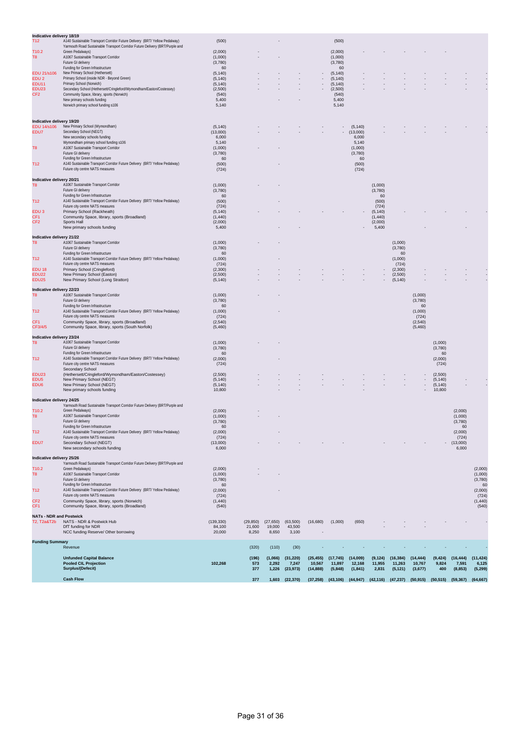| | | | | | | | | | | | | | | |
|---|---|---|---|---|---|---|---|---|---|---|---|---|---|---|
| **Indicative delivery 18/19** | | | | | | | | | | | | | | |
| T12 | A140 Sustainable Transport Corridor Future Delivery (BRT/ Yellow Pedalway) | (500) | | - | | | (500) | | | | | | | |
| T10.2 | Yarmouth Road Sustainable Transport Corridor Future Delivery (BRT/Purple and Green Pedalways) | (2,000) | - | | | | (2,000) | - | - | - | - | - | - | |
| T8 | A1067 Sustainable Transport Corridor | (1,000) | - | - | | | (1,000) | | | | | | | |
| | Future GI delivery | (3,780) | | | | | (3,780) | | | | | | | |
| | Funding for Green Infrastructure | 60 | | | | | 60 | | | | | | | |
| EDU 21/s106 | New Primary School (Hethersett) | (5,140) | - | - | - | - | (5,140) | - | - | - | - | - | - | - |
| EDU 2 | Primary School (inside NDR - Beyond Green) | (5,140) | - | - | - | - | (5,140) | - | - | - | - | - | - | - |
| EDU11 | Primary School (Norwich) | (5,140) | - | - | - | - | (5,140) | - | - | - | - | - | - | - |
| EDU23 | Secondary School (Hethersett/Cringleford/Wymondham/Easton/Costessey) | (2,500) | - | - | - | - | (2,500) | - | | | | | | |
| CF2 | Community Space, library, sports (Norwich) | (540) | | | | | (540) | | | | | | | |
| | New primary schools funding | 5,400 | | - | - | | 5,400 | | | | | | | |
| | Norwich primary school funding s106 | 5,140 | | | | | 5,140 | | | | | | | |
| **Indicative delivery 19/20** | | | | | | | | | | | | | | |
| EDU 14/s106 | New Primary School (Wymondham) | (5,140) | - | - | - | - | - | (5,140) | - | - | - | - | - | - |
| EDU7 | Secondary School (NEGT) | (13,000) | - | - | - | - | - | (13,000) | - | - | - | - | - | - |
| | New secondary schools funding | 6,000 | | | | | | 6,000 | | | | | | |
| | Wymondham primary school funding s106 | 5,140 | | | | | | 5,140 | | | | | | |
| T8 | A1067 Sustainable Transport Corridor | (1,000) | - | - | | | | (1,000) | | | | | | |
| | Future GI delivery | (3,780) | | | | | | (3,780) | | | | | | |
| | Funding for Green Infrastructure | 60 | | | | | | 60 | | | | | | |
| T12 | A140 Sustainable Transport Corridor Future Delivery (BRT/ Yellow Pedalway) | (500) | | - | | | | (500) | | | | | | |
| | Future city centre NATS measures | (724) | | | | | | (724) | | | | | | |
| **Indicative delivery 20/21** | | | | | | | | | | | | | | |
| T8 | A1067 Sustainable Transport Corridor | (1,000) | - | - | | | | | (1,000) | | | | | |
| | Future GI delivery | (3,780) | | | | | | | (3,780) | | | | | |
| | Funding for Green Infrastructure | 60 | | | | | | | 60 | | | | | |
| T12 | A140 Sustainable Transport Corridor Future Delivery (BRT/ Yellow Pedalway) | (500) | | - | | | | | (500) | | | | | |
| | Future city centre NATS measures | (724) | | | | | | | (724) | | | | | |
| EDU 3 | Primary School (Rackheath) | (5,140) | - | - | - | - | - | - | (5,140) | - | - | - | - | - |
| CF1 | Community Space, library, sports (Broadland) | (1,440) | | | | | | | (1,440) | | | | | |
| CF2 | Sports Hall | (2,000) | | | | | | | (2,000) | | | | | |
| | New primary schools funding | 5,400 | | - | - | | | - | 5,400 | | | | - | |
| **Indicative delivery 21/22** | | | | | | | | | | | | | | |
| T8 | A1067 Sustainable Transport Corridor | (1,000) | - | - | | | | | | (1,000) | | | | |
| | Future GI delivery | (3,780) | | | | | | | | (3,780) | | | | |
| | Funding for Green Infrastructure | 60 | | | | | | | | 60 | | | | |
| T12 | A140 Sustainable Transport Corridor Future Delivery (BRT/ Yellow Pedalway) | (1,000) | | - | | | | | | (1,000) | | | | |
| | Future city centre NATS measures | (724) | | | | | | | | (724) | | | | |
| EDU 18 | Primary School (Cringleford) | (2,300) | - | - | - | - | - | - | - | (2,300) | - | - | - | - |
| EDU22 | New Primary School (Easton) | (2,500) | - | - | - | - | - | - | - | (2,500) | - | - | - | - |
| EDU25 | New Primary School (Long Stratton) | (5,140) | - | - | - | - | - | - | - | (5,140) | - | - | - | - |
| **Indicative delivery 22/23** | | | | | | | | | | | | | | |
| T8 | A1067 Sustainable Transport Corridor | (1,000) | - | - | | | | | | | (1,000) | | | |
| | Future GI delivery | (3,780) | | | | | | | | | (3,780) | | | |
| | Funding for Green Infrastructure | 60 | | | | | | | | | 60 | | | |
| T12 | A140 Sustainable Transport Corridor Future Delivery (BRT/ Yellow Pedalway) | (1,000) | | - | | | | | | | (1,000) | | | |
| | Future city centre NATS measures | (724) | | | | | | | | | (724) | | | |
| CF1 | Community Space, library, sports (Broadland) | (2,540) | | | | | | | | | (2,540) | | | |
| CF3/4/5 | Community Space, library, sports (South Norfolk) | (5,460) | | | | | | | | | (5,460) | | | |
| **Indicative delivery 23/24** | | | | | | | | | | | | | | |
| T8 | A1067 Sustainable Transport Corridor | (1,000) | - | - | | | | | | | | (1,000) | | |
| | Future GI delivery | (3,780) | | | | | | | | | | (3,780) | | |
| | Funding for Green Infrastructure | 60 | | | | | | | | | | 60 | | |
| T12 | A140 Sustainable Transport Corridor Future Delivery (BRT/ Yellow Pedalway) | (2,000) | | - | | | | | | | | (2,000) | | |
| | Future city centre NATS measures | (724) | | | | | | | | | | (724) | | |
| EDU23 | Secondary School (Hethersett/Cringleford/Wymondham/Easton/Costessey) | (2,500) | - | - | - | - | - | - | - | - | - | (2,500) | | |
| EDU5 | New Primary School (NEGT) | (5,140) | - | - | - | - | - | - | - | - | - | (5,140) | - | - |
| EDU6 | New Primary School (NEGT) | (5,140) | - | - | - | - | - | - | - | - | - | (5,140) | - | - |
| | New primary schools funding | 10,800 | | - | - | | | | | | - | 10,800 | | |
| **Indicative delivery 24/25** | | | | | | | | | | | | | | |
| T10.2 | Yarmouth Road Sustainable Transport Corridor Future Delivery (BRT/Purple and Green Pedalways) | (2,000) | - | | | | | | | | | | (2,000) | |
| T8 | A1067 Sustainable Transport Corridor | (1,000) | - | - | | | | | | | | | (1,000) | |
| | Future GI delivery | (3,780) | | | | | | | | | | | (3,780) | |
| | Funding for Green Infrastructure | 60 | | | | | | | | | | | 60 | |
| T12 | A140 Sustainable Transport Corridor Future Delivery (BRT/ Yellow Pedalway) | (2,000) | | - | | | | | | | | | (2,000) | |
| | Future city centre NATS measures | (724) | | | | | | | | | | | (724) | |
| EDU7 | Secondary School (NEGT) | (13,000) | - | - | - | - | - | - | - | - | - | - | (13,000) | |
| | New secondary schools funding | 6,000 | | | | | | | | | | | 6,000 | |
| **Indicative delivery 25/26** | | | | | | | | | | | | | | |
| T10.2 | Yarmouth Road Sustainable Transport Corridor Future Delivery (BRT/Purple and Green Pedalways) | (2,000) | - | | | | | | | | | | | (2,000) |
| T8 | A1067 Sustainable Transport Corridor | (1,000) | - | - | | | | | | | | | | (1,000) |
| | Future GI delivery | (3,780) | | | | | | | | | | | | (3,780) |
| | Funding for Green Infrastructure | 60 | | | | | | | | | | | | 60 |
| T12 | A140 Sustainable Transport Corridor Future Delivery (BRT/ Yellow Pedalway) | (2,000) | | - | | | | | | | | | | (2,000) |
| | Future city centre NATS measures | (724) | | | | | | | | | | | | (724) |
| CF2 | Community Space, library, sports (Norwich) | (1,440) | | | | | | | | | | | | (1,440) |
| CF1 | Community Space, library, sports (Broadland) | (540) | | | | | | | | | | | | (540) |
| **NATs - NDR and Postwick** | | | | | | | | | | | | | | |
| T2, T2a&T2b | NATS - NDR & Postwick Hub | (139,330) | (29,850) | (27,650) | (63,500) | (16,680) | (1,000) | (650) | - | - | - | - | - | - |
| | DfT funding for NDR | 84,100 | 21,600 | 19,000 | 43,500 | | | | - | - | - | | | |
| | NCC funding Reserve/ Other borrowing | 20,000 | 8,250 | 8,650 | 3,100 | - | | | | | | | | |
| **Funding Summary** | | | | | | | | | | | | | | |
| | Revenue | | (320) | (110) | (30) | - | - | - | - | - | - | - | - | - |
| | **Unfunded Capital Balance** | | **(196)** | **(1,066)** | **(31,220)** | **(25,455)** | **(17,745)** | **(14,009)** | **(9,124)** | **(16,384)** | **(14,444)** | **(9,424)** | **(16,444)** | **(11,424)** |
| | **Pooled CIL Projection** | **102,268** | **573** | **2,292** | **7,247** | **10,567** | **11,897** | **12,168** | **11,955** | **11,263** | **10,767** | **9,824** | **7,591** | **6,125** |
| | **Surplus/(Deficit)** | | **377** | **1,226** | **(23,973)** | **(14,888)** | **(5,848)** | **(1,841)** | **2,831** | **(5,121)** | **(3,677)** | **400** | **(8,853)** | **(5,299)** |
| | **Cash Flow** | | **377** | **1,603** | **(22,370)** | **(37,258)** | **(43,106)** | **(44,947)** | **(42,116)** | **(47,237)** | **(50,915)** | **(50,515)** | **(59,367)** | **(64,667)** |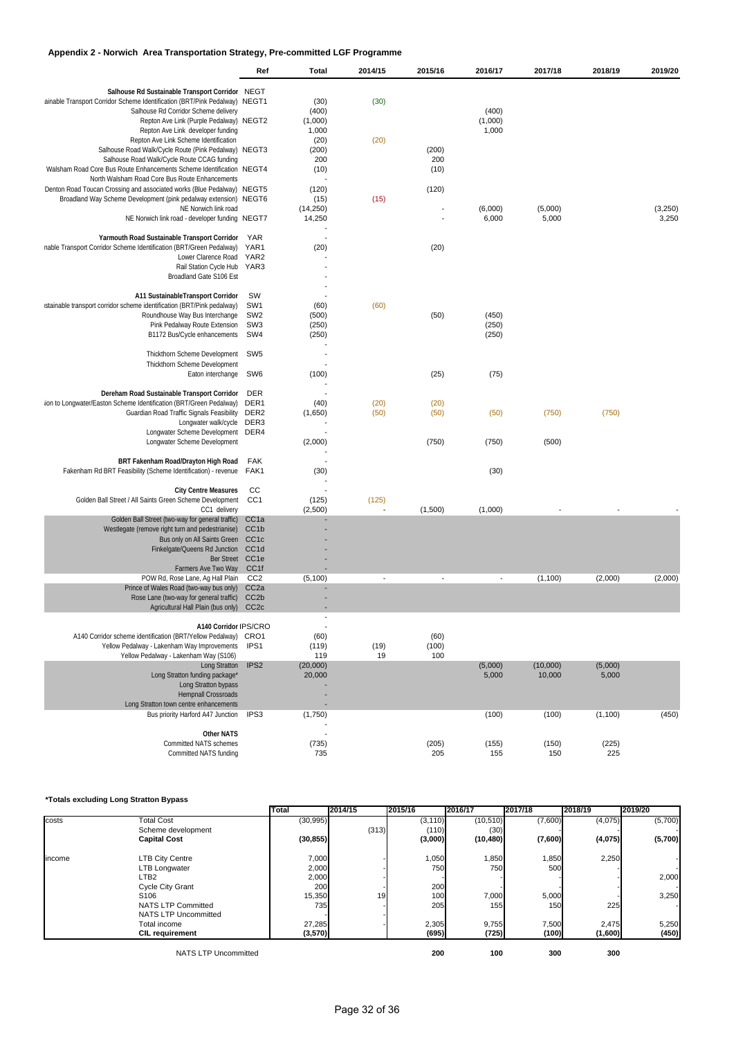# Appendix 2 - Norwich Area Transportation Strategy, Pre-committed LGF Programme

| | Ref | Total | 2014/15 | 2015/16 | 2016/17 | 2017/18 | 2018/19 | 2019/20 |
|---|---|---|---|---|---|---|---|---|
| **Salhouse Rd Sustainable Transport Corridor** | NEGT | | | | | | | |
| ainable Transport Corridor Scheme Identification (BRT/Pink Pedalway) | NEGT1 | (30) | (30) | | | | | |
| Salhouse Rd Corridor Scheme delivery | | (400) | | | (400) | | | |
| Repton Ave Link (Purple Pedalway) | NEGT2 | (1,000) | | | (1,000) | | | |
| Repton Ave Link developer funding | | 1,000 | | | 1,000 | | | |
| Repton Ave Link Scheme Identification | | (20) | (20) | | | | | |
| Salhouse Road Walk/Cycle Route (Pink Pedalway) | NEGT3 | (200) | | (200) | | | | |
| Salhouse Road Walk/Cycle Route CCAG funding | | 200 | | 200 | | | | |
| Walsham Road Core Bus Route Enhancements Scheme Identification | NEGT4 | (10) | | (10) | | | | |
| North Walsham Road Core Bus Route Enhancements | | - | | | | | | |
| Denton Road Toucan Crossing and associated works (Blue Pedalway) | NEGT5 | (120) | | (120) | | | | |
| Broadland Way Scheme Development (pink pedalway extension) | NEGT6 | (15) | (15) | | | | | |
| NE Norwich link road | | (14,250) | | - | (6,000) | (5,000) | | (3,250) |
| NE Norwich link road - developer funding | NEGT7 | 14,250 | | - | 6,000 | 5,000 | | 3,250 |
| | | - | | | | | | |
| **Yarmouth Road Sustainable Transport Corridor** | YAR | - | | | | | | |
| nable Transport Corridor Scheme Identification (BRT/Green Pedalway) | YAR1 | (20) | | (20) | | | | |
| Lower Clarence Road | YAR2 | - | | | | | | |
| Rail Station Cycle Hub | YAR3 | - | | | | | | |
| Broadland Gate S106 Est | | - | | | | | | |
| | | - | | | | | | |
| **A11 SustainableTransport Corridor** | SW | - | | | | | | |
| ıstainable transport corridor scheme identification (BRT/Pink pedalway) | SW1 | (60) | (60) | | | | | |
| Roundhouse Way Bus Interchange | SW2 | (500) | | (50) | (450) | | | |
| Pink Pedalway Route Extension | SW3 | (250) | | | (250) | | | |
| B1172 Bus/Cycle enhancements | SW4 | (250) | | | (250) | | | |
| | | - | | | | | | |
| Thickthorn Scheme Development | SW5 | - | | | | | | |
| Thickthorn Scheme Development | | - | | | | | | |
| Eaton interchange | SW6 | (100) | | (25) | (75) | | | |
| | | - | | | | | | |
| **Dereham Road Sustainable Transport Corridor** | DER | - | | | | | | |
| ıion to Longwater/Easton Scheme Identification (BRT/Green Pedalway) | DER1 | (40) | (20) | (20) | | | | |
| Guardian Road Traffic Signals Feasibility | DER2 | (1,650) | (50) | (50) | (50) | (750) | (750) | |
| Longwater walk/cycle | DER3 | - | | | | | | |
| Longwater Scheme Development | DER4 | - | | | | | | |
| Longwater Scheme Development | | (2,000) | | (750) | (750) | (500) | | |
| | | - | | | | | | |
| **BRT Fakenham Road/Drayton High Road** | FAK | - | | | | | | |
| Fakenham Rd BRT Feasibility (Scheme Identification) - revenue | FAK1 | (30) | | | (30) | | | |
| | | - | | | | | | |
| **City Centre Measures** | CC | - | | | | | | |
| Golden Ball Street / All Saints Green Scheme Development | CC1 | (125) | (125) | | | | | |
| CC1 delivery | | (2,500) | - | (1,500) | (1,000) | - | - | - |
| Golden Ball Street (two-way for general traffic) | CC1a | - | | | | | | |
| Westlegate (remove right turn and pedestrianise) | CC1b | - | | | | | | |
| Bus only on All Saints Green | CC1c | - | | | | | | |
| Finkelgate/Queens Rd Junction | CC1d | - | | | | | | |
| Ber Street | CC1e | - | | | | | | |
| Farmers Ave Two Way | CC1f | - | | | | | | |
| POW Rd, Rose Lane, Ag Hall Plain | CC2 | (5,100) | - | - | - | (1,100) | (2,000) | (2,000) |
| Prince of Wales Road (two-way bus only) | CC2a | - | | | | | | |
| Rose Lane (two-way for general traffic) | CC2b | - | | | | | | |
| Agricultural Hall Plain (bus only) | CC2c | - | | | | | | |
| | | - | | | | | | |
| **A140 Corridor** | IPS/CRO | - | | | | | | |
| A140 Corridor scheme identification (BRT/Yellow Pedalway) | CRO1 | (60) | | (60) | | | | |
| Yellow Pedalway - Lakenham Way Improvements | IPS1 | (119) | (19) | (100) | | | | |
| Yellow Pedalway - Lakenham Way (S106) | | 119 | 19 | 100 | | | | |
| Long Stratton | IPS2 | (20,000) | | | (5,000) | (10,000) | (5,000) | |
| Long Stratton funding package* | | 20,000 | | | 5,000 | 10,000 | 5,000 | |
| Long Stratton bypass | | - | | | | | | |
| Hempnall Crossroads | | - | | | | | | |
| Long Stratton town centre enhancements | | - | | | | | | |
| Bus priority Harford A47 Junction | IPS3 | (1,750) | | | (100) | (100) | (1,100) | (450) |
| | | - | | | | | | |
| **Other NATS** | | - | | | | | | |
| Committed NATS schemes | | (735) | | (205) | (155) | (150) | (225) | |
| Committed NATS funding | | 735 | | 205 | 155 | 150 | 225 | |

**\*Totals excluding Long Stratton Bypass**

| | | Total | 2014/15 | 2015/16 | 2016/17 | 2017/18 | 2018/19 | 2019/20 |
|---|---|---|---|---|---|---|---|---|
| costs | Total Cost | (30,995) | | (3,110) | (10,510) | (7,600) | (4,075) | (5,700) |
| | Scheme development | | (313) | (110) | (30) | - | - | - |
| | **Capital Cost** | **(30,855)** | | **(3,000)** | **(10,480)** | **(7,600)** | **(4,075)** | **(5,700)** |
| income | LTB City Centre | 7,000 | - | 1,050 | 1,850 | 1,850 | 2,250 | - |
| | LTB Longwater | 2,000 | - | 750 | 750 | 500 | - | - |
| | LTB2 | 2,000 | - | - | - | - | - | 2,000 |
| | Cycle City Grant | 200 | - | 200 | - | - | - | - |
| | S106 | 15,350 | 19 | 100 | 7,000 | 5,000 | - | 3,250 |
| | NATS LTP Committed | 735 | - | 205 | 155 | 150 | 225 | - |
| | NATS LTP Uncommitted | - | - | | | | | |
| | Total income | 27,285 | - | 2,305 | 9,755 | 7,500 | 2,475 | 5,250 |
| | **CIL requirement** | **(3,570)** | | **(695)** | **(725)** | **(100)** | **(1,600)** | **(450)** |
| | NATS LTP Uncommitted | | | **200** | **100** | **300** | **300** | |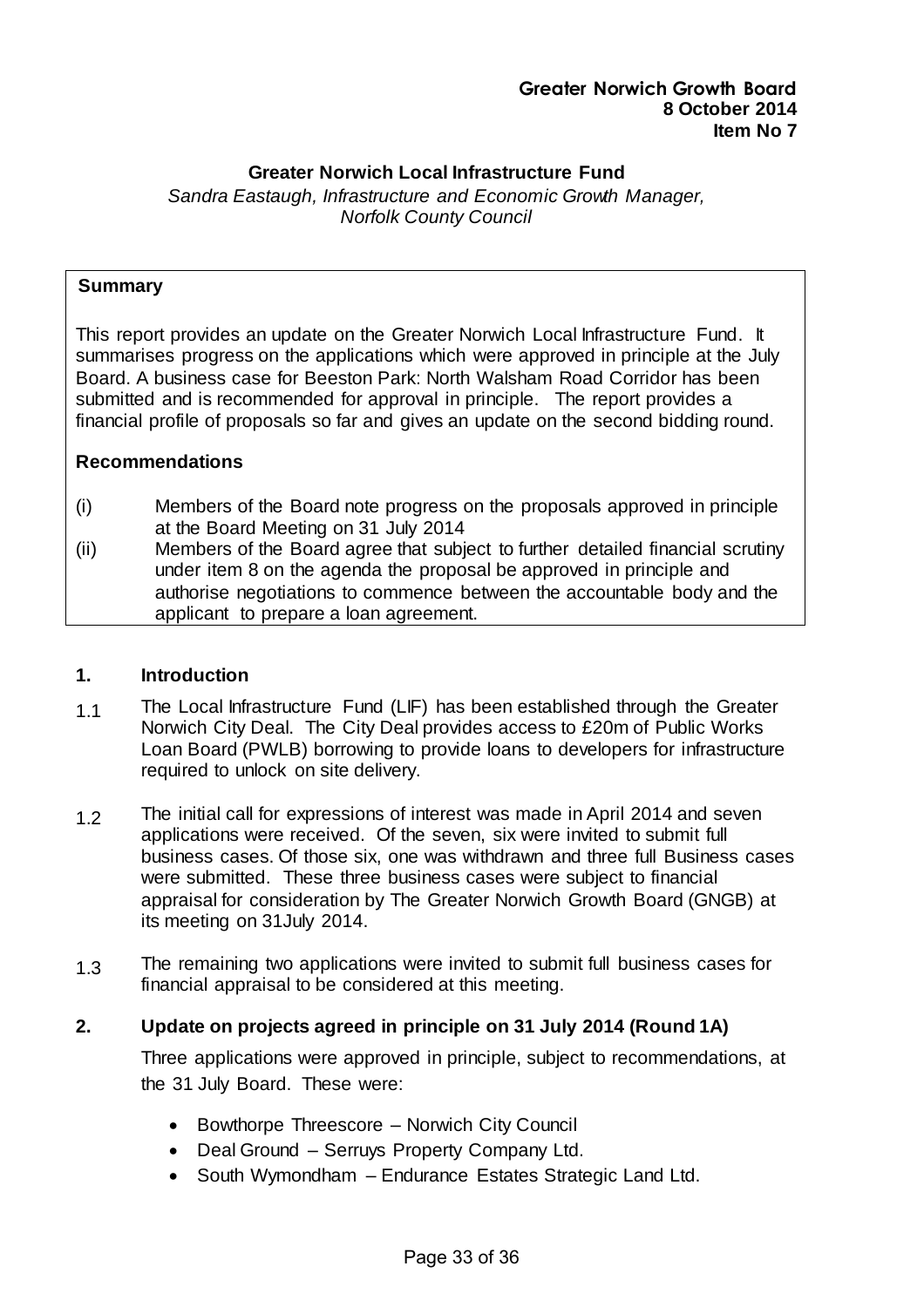**Greater Norwich Growth Board**
**8 October 2014**
**Item No 7**

# Greater Norwich Local Infrastructure Fund

*Sandra Eastaugh, Infrastructure and Economic Growth Manager, Norfolk County Council*

**Summary**

This report provides an update on the Greater Norwich Local Infrastructure Fund. It summarises progress on the applications which were approved in principle at the July Board. A business case for Beeston Park: North Walsham Road Corridor has been submitted and is recommended for approval in principle. The report provides a financial profile of proposals so far and gives an update on the second bidding round.

**Recommendations**

(i) Members of the Board note progress on the proposals approved in principle at the Board Meeting on 31 July 2014

(ii) Members of the Board agree that subject to further detailed financial scrutiny under item 8 on the agenda the proposal be approved in principle and authorise negotiations to commence between the accountable body and the applicant to prepare a loan agreement.

## 1. Introduction

1.1 The Local Infrastructure Fund (LIF) has been established through the Greater Norwich City Deal. The City Deal provides access to £20m of Public Works Loan Board (PWLB) borrowing to provide loans to developers for infrastructure required to unlock on site delivery.

1.2 The initial call for expressions of interest was made in April 2014 and seven applications were received. Of the seven, six were invited to submit full business cases. Of those six, one was withdrawn and three full Business cases were submitted. These three business cases were subject to financial appraisal for consideration by The Greater Norwich Growth Board (GNGB) at its meeting on 31July 2014.

1.3 The remaining two applications were invited to submit full business cases for financial appraisal to be considered at this meeting.

## 2. Update on projects agreed in principle on 31 July 2014 (Round 1A)

Three applications were approved in principle, subject to recommendations, at the 31 July Board. These were:

- Bowthorpe Threescore – Norwich City Council
- Deal Ground – Serruys Property Company Ltd.
- South Wymondham – Endurance Estates Strategic Land Ltd.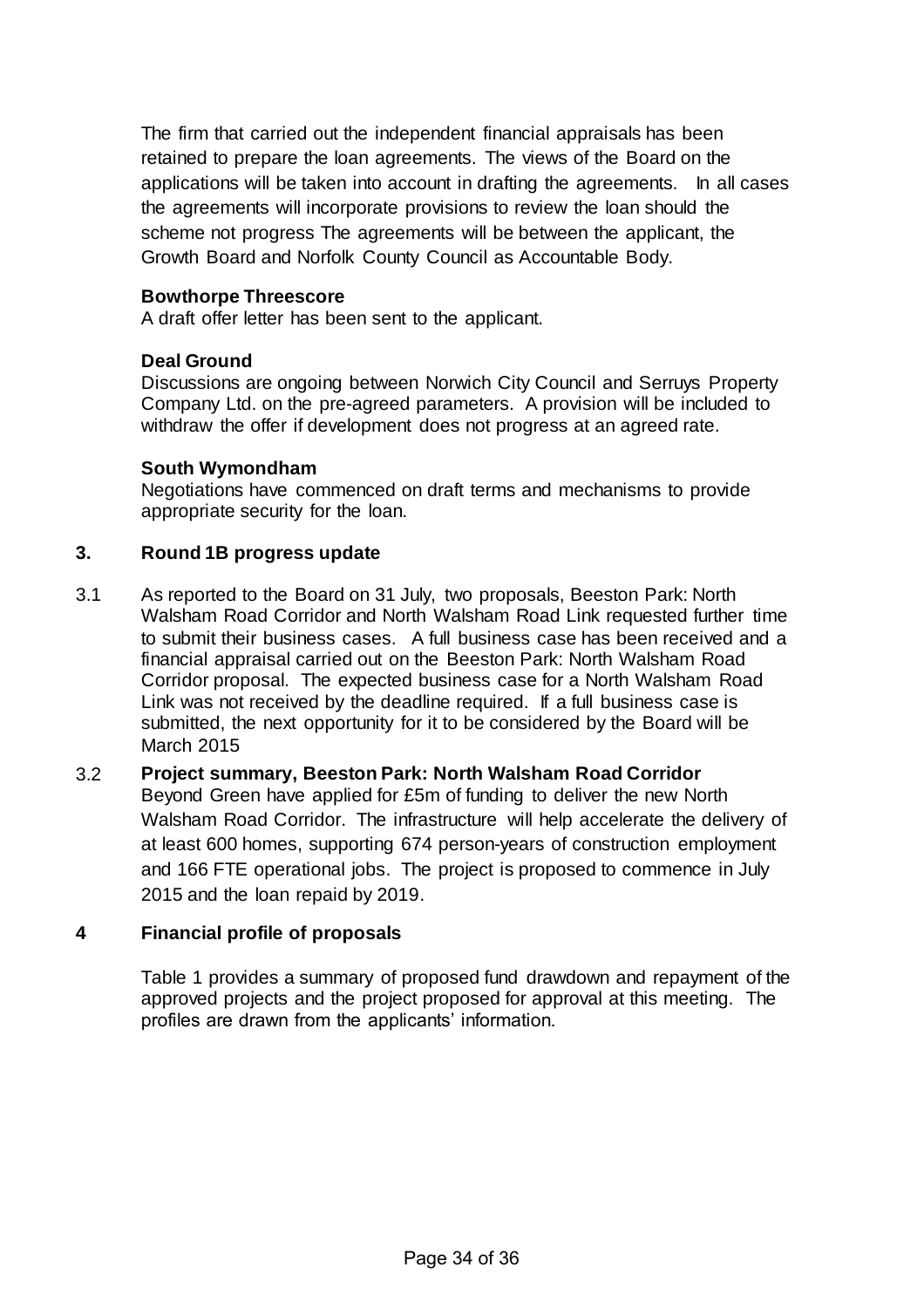The firm that carried out the independent financial appraisals has been retained to prepare the loan agreements. The views of the Board on the applications will be taken into account in drafting the agreements. In all cases the agreements will incorporate provisions to review the loan should the scheme not progress The agreements will be between the applicant, the Growth Board and Norfolk County Council as Accountable Body.

**Bowthorpe Threescore**
A draft offer letter has been sent to the applicant.

**Deal Ground**
Discussions are ongoing between Norwich City Council and Serruys Property Company Ltd. on the pre-agreed parameters. A provision will be included to withdraw the offer if development does not progress at an agreed rate.

**South Wymondham**
Negotiations have commenced on draft terms and mechanisms to provide appropriate security for the loan.

## 3. Round 1B progress update

3.1 As reported to the Board on 31 July, two proposals, Beeston Park: North Walsham Road Corridor and North Walsham Road Link requested further time to submit their business cases. A full business case has been received and a financial appraisal carried out on the Beeston Park: North Walsham Road Corridor proposal. The expected business case for a North Walsham Road Link was not received by the deadline required. If a full business case is submitted, the next opportunity for it to be considered by the Board will be March 2015

3.2 **Project summary, Beeston Park: North Walsham Road Corridor**
Beyond Green have applied for £5m of funding to deliver the new North Walsham Road Corridor. The infrastructure will help accelerate the delivery of at least 600 homes, supporting 674 person-years of construction employment and 166 FTE operational jobs. The project is proposed to commence in July 2015 and the loan repaid by 2019.

## 4 Financial profile of proposals

Table 1 provides a summary of proposed fund drawdown and repayment of the approved projects and the project proposed for approval at this meeting. The profiles are drawn from the applicants' information.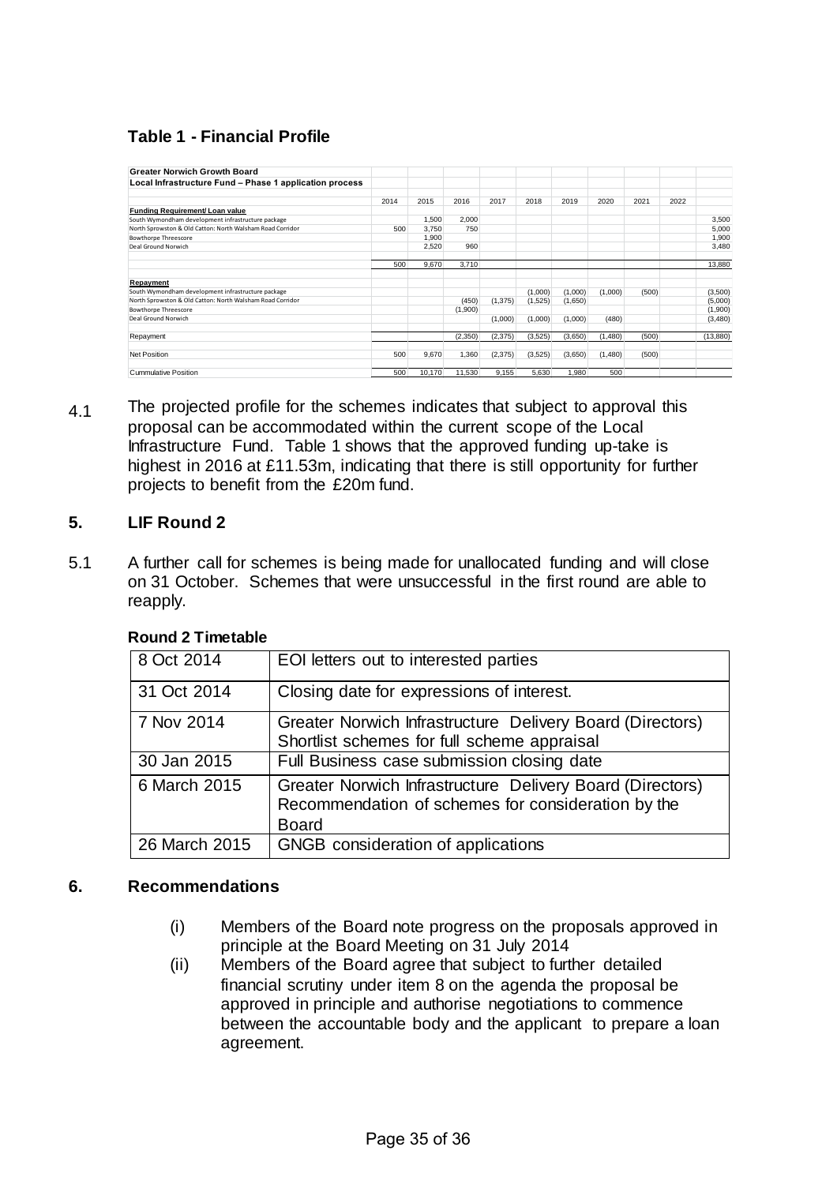### Table 1 - Financial Profile

| Greater Norwich Growth Board | | | | | | | | | | |
|---|---|---|---|---|---|---|---|---|---|---|
| Local Infrastructure Fund – Phase 1 application process | | | | | | | | | | |
| | 2014 | 2015 | 2016 | 2017 | 2018 | 2019 | 2020 | 2021 | 2022 | |
| **Funding Requirement/ Loan value** | | | | | | | | | | |
| South Wymondham development infrastructure package | | 1,500 | 2,000 | | | | | | | 3,500 |
| North Sprowston & Old Catton: North Walsham Road Corridor | 500 | 3,750 | 750 | | | | | | | 5,000 |
| Bowthorpe Threescore | | 1,900 | | | | | | | | 1,900 |
| Deal Ground Norwich | | 2,520 | 960 | | | | | | | 3,480 |
| | 500 | 9,670 | 3,710 | | | | | | | 13,880 |
| **Repayment** | | | | | | | | | | |
| South Wymondham development infrastructure package | | | | | (1,000) | (1,000) | (1,000) | (500) | | (3,500) |
| North Sprowston & Old Catton: North Walsham Road Corridor | | | (450) | (1,375) | (1,525) | (1,650) | | | | (5,000) |
| Bowthorpe Threescore | | | (1,900) | | | | | | | (1,900) |
| Deal Ground Norwich | | | | (1,000) | (1,000) | (1,000) | (480) | | | (3,480) |
| Repayment | | | (2,350) | (2,375) | (3,525) | (3,650) | (1,480) | (500) | | (13,880) |
| Net Position | 500 | 9,670 | 1,360 | (2,375) | (3,525) | (3,650) | (1,480) | (500) | | |
| Cummulative Position | 500 | 10,170 | 11,530 | 9,155 | 5,630 | 1,980 | 500 | | | |

4.1 The projected profile for the schemes indicates that subject to approval this proposal can be accommodated within the current scope of the Local Infrastructure Fund. Table 1 shows that the approved funding up-take is highest in 2016 at £11.53m, indicating that there is still opportunity for further projects to benefit from the £20m fund.

## 5. LIF Round 2

5.1 A further call for schemes is being made for unallocated funding and will close on 31 October. Schemes that were unsuccessful in the first round are able to reapply.

**Round 2 Timetable**

| | |
|---|---|
| 8 Oct 2014 | EOI letters out to interested parties |
| 31 Oct 2014 | Closing date for expressions of interest. |
| 7 Nov 2014 | Greater Norwich Infrastructure Delivery Board (Directors) Shortlist schemes for full scheme appraisal |
| 30 Jan 2015 | Full Business case submission closing date |
| 6 March 2015 | Greater Norwich Infrastructure Delivery Board (Directors) Recommendation of schemes for consideration by the Board |
| 26 March 2015 | GNGB consideration of applications |

## 6. Recommendations

(i) Members of the Board note progress on the proposals approved in principle at the Board Meeting on 31 July 2014

(ii) Members of the Board agree that subject to further detailed financial scrutiny under item 8 on the agenda the proposal be approved in principle and authorise negotiations to commence between the accountable body and the applicant to prepare a loan agreement.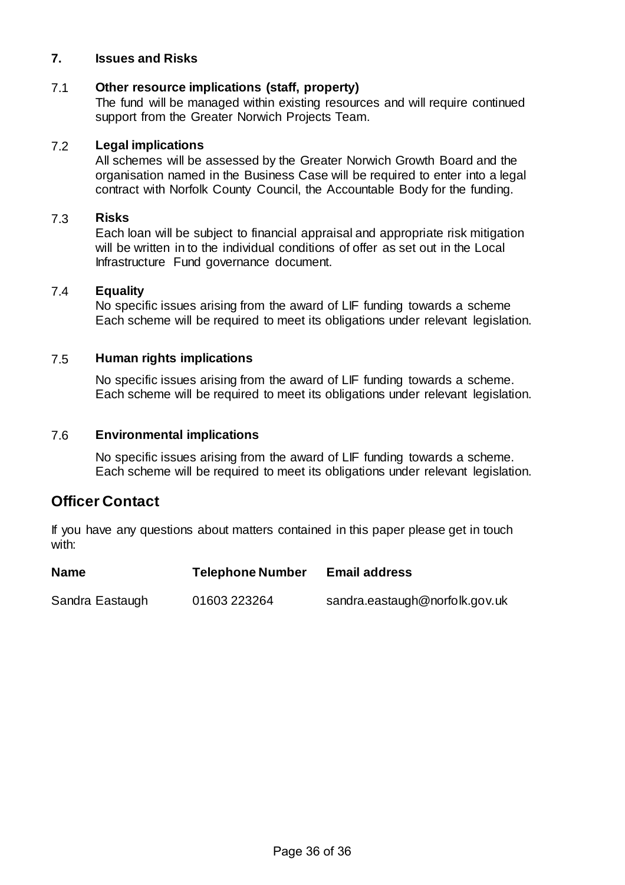## 7. Issues and Risks

### 7.1 Other resource implications (staff, property)

The fund will be managed within existing resources and will require continued support from the Greater Norwich Projects Team.

### 7.2 Legal implications

All schemes will be assessed by the Greater Norwich Growth Board and the organisation named in the Business Case will be required to enter into a legal contract with Norfolk County Council, the Accountable Body for the funding.

### 7.3 Risks

Each loan will be subject to financial appraisal and appropriate risk mitigation will be written in to the individual conditions of offer as set out in the Local Infrastructure Fund governance document.

### 7.4 Equality

No specific issues arising from the award of LIF funding towards a scheme Each scheme will be required to meet its obligations under relevant legislation.

### 7.5 Human rights implications

No specific issues arising from the award of LIF funding towards a scheme. Each scheme will be required to meet its obligations under relevant legislation.

### 7.6 Environmental implications

No specific issues arising from the award of LIF funding towards a scheme. Each scheme will be required to meet its obligations under relevant legislation.

## Officer Contact

If you have any questions about matters contained in this paper please get in touch with:

| Name | Telephone Number | Email address |
|---|---|---|
| Sandra Eastaugh | 01603 223264 | sandra.eastaugh@norfolk.gov.uk |